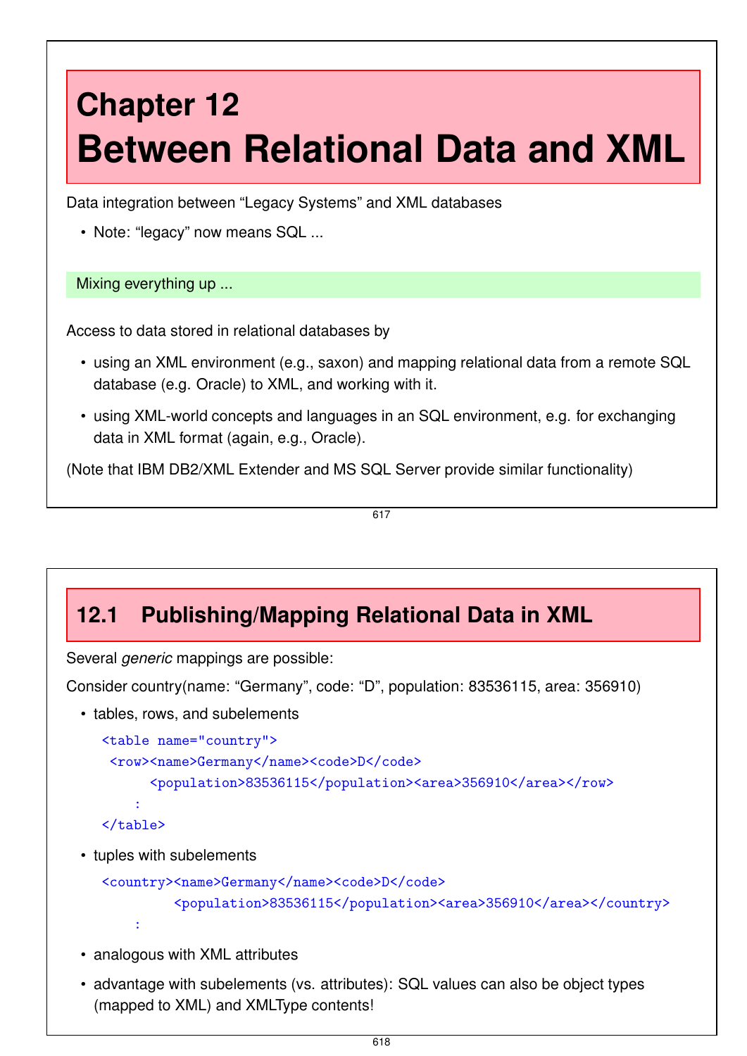# Chapter 12
# Between Relational Data and XML

Data integration between "Legacy Systems" and XML databases

- Note: "legacy" now means SQL ...

Mixing everything up ...

Access to data stored in relational databases by

- using an XML environment (e.g., saxon) and mapping relational data from a remote SQL database (e.g. Oracle) to XML, and working with it.
- using XML-world concepts and languages in an SQL environment, e.g. for exchanging data in XML format (again, e.g., Oracle).

(Note that IBM DB2/XML Extender and MS SQL Server provide similar functionality)

## 12.1 Publishing/Mapping Relational Data in XML

Several *generic* mappings are possible:

Consider country(name: "Germany", code: "D", population: 83536115, area: 356910)

- tables, rows, and subelements

```
<table name="country">
 <row><name>Germany</name><code>D</code>
      <population>83536115</population><area>356910</area></row>
    :
</table>
```

- tuples with subelements

```
<country><name>Germany</name><code>D</code>
         <population>83536115</population><area>356910</area></country>
    :
```

- analogous with XML attributes
- advantage with subelements (vs. attributes): SQL values can also be object types (mapped to XML) and XMLType contents!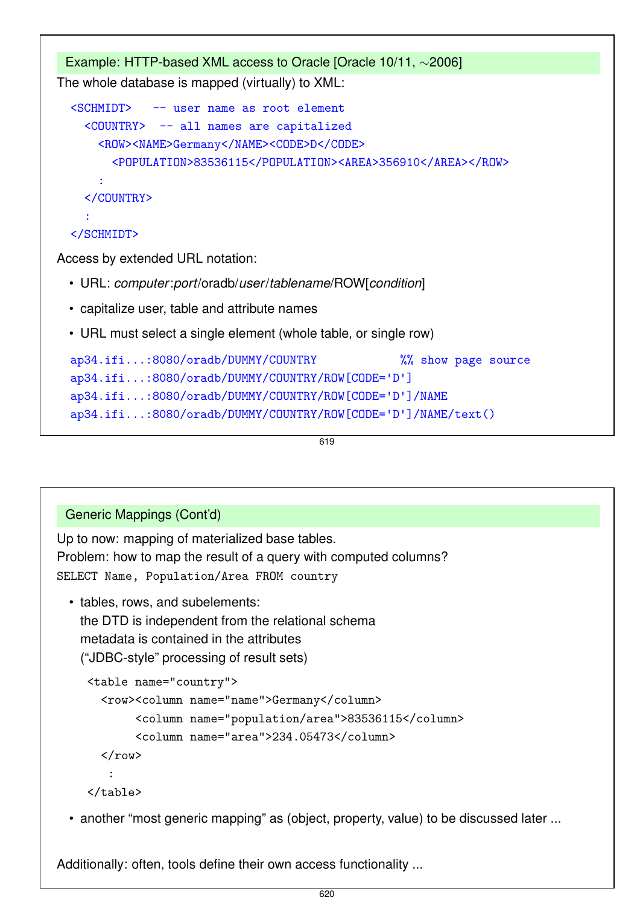## Example: HTTP-based XML access to Oracle [Oracle 10/11, ∼2006]

The whole database is mapped (virtually) to XML:

```
<SCHMIDT>   -- user name as root element
  <COUNTRY>  -- all names are capitalized
    <ROW><NAME>Germany</NAME><CODE>D</CODE>
      <POPULATION>83536115</POPULATION><AREA>356910</AREA></ROW>
    :
  </COUNTRY>
  :
</SCHMIDT>
```

Access by extended URL notation:

- URL: *computer*:*port*/oradb/*user*/*tablename*/ROW[*condition*]
- capitalize user, table and attribute names
- URL must select a single element (whole table, or single row)

```
ap34.ifi...:8080/oradb/DUMMY/COUNTRY            %% show page source
ap34.ifi...:8080/oradb/DUMMY/COUNTRY/ROW[CODE='D']
ap34.ifi...:8080/oradb/DUMMY/COUNTRY/ROW[CODE='D']/NAME
ap34.ifi...:8080/oradb/DUMMY/COUNTRY/ROW[CODE='D']/NAME/text()
```

## Generic Mappings (Cont'd)

Up to now: mapping of materialized base tables.
Problem: how to map the result of a query with computed columns?

```
SELECT Name, Population/Area FROM country
```

- tables, rows, and subelements:
  the DTD is independent from the relational schema
  metadata is contained in the attributes
  ("JDBC-style" processing of result sets)

```
<table name="country">
  <row><column name="name">Germany</column>
       <column name="population/area">83536115</column>
       <column name="area">234.05473</column>
  </row>
   :
</table>
```

- another "most generic mapping" as (object, property, value) to be discussed later ...

Additionally: often, tools define their own access functionality ...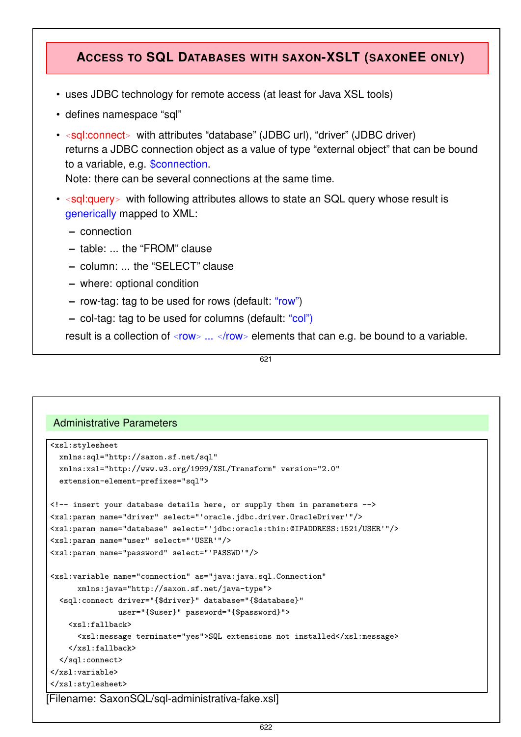## Access to SQL Databases with saxon-XSLT (saxonEE only)

- uses JDBC technology for remote access (at least for Java XSL tools)
- defines namespace "sql"
- <sql:connect> with attributes "database" (JDBC url), "driver" (JDBC driver) returns a JDBC connection object as a value of type "external object" that can be bound to a variable, e.g. $connection.
  Note: there can be several connections at the same time.
- <sql:query> with following attributes allows to state an SQL query whose result is generically mapped to XML:
  - connection
  - table: ... the "FROM" clause
  - column: ... the "SELECT" clause
  - where: optional condition
  - row-tag: tag to be used for rows (default: "row")
  - col-tag: tag to be used for columns (default: "col")

  result is a collection of <row> ... </row> elements that can e.g. be bound to a variable.

### Administrative Parameters

```
<xsl:stylesheet
  xmlns:sql="http://saxon.sf.net/sql"
  xmlns:xsl="http://www.w3.org/1999/XSL/Transform" version="2.0"
  extension-element-prefixes="sql">

<!-- insert your database details here, or supply them in parameters -->
<xsl:param name="driver" select="'oracle.jdbc.driver.OracleDriver'"/>
<xsl:param name="database" select="'jdbc:oracle:thin:@IPADDRESS:1521/USER'"/>
<xsl:param name="user" select="'USER'"/>
<xsl:param name="password" select="'PASSWD'"/>

<xsl:variable name="connection" as="java:java.sql.Connection"
      xmlns:java="http://saxon.sf.net/java-type">
  <sql:connect driver="{$driver}" database="{$database}"
             user="{$user}" password="{$password}">
    <xsl:fallback>
      <xsl:message terminate="yes">SQL extensions not installed</xsl:message>
    </xsl:fallback>
  </sql:connect>
</xsl:variable>
</xsl:stylesheet>
```

[Filename: SaxonSQL/sql-administrativa-fake.xsl]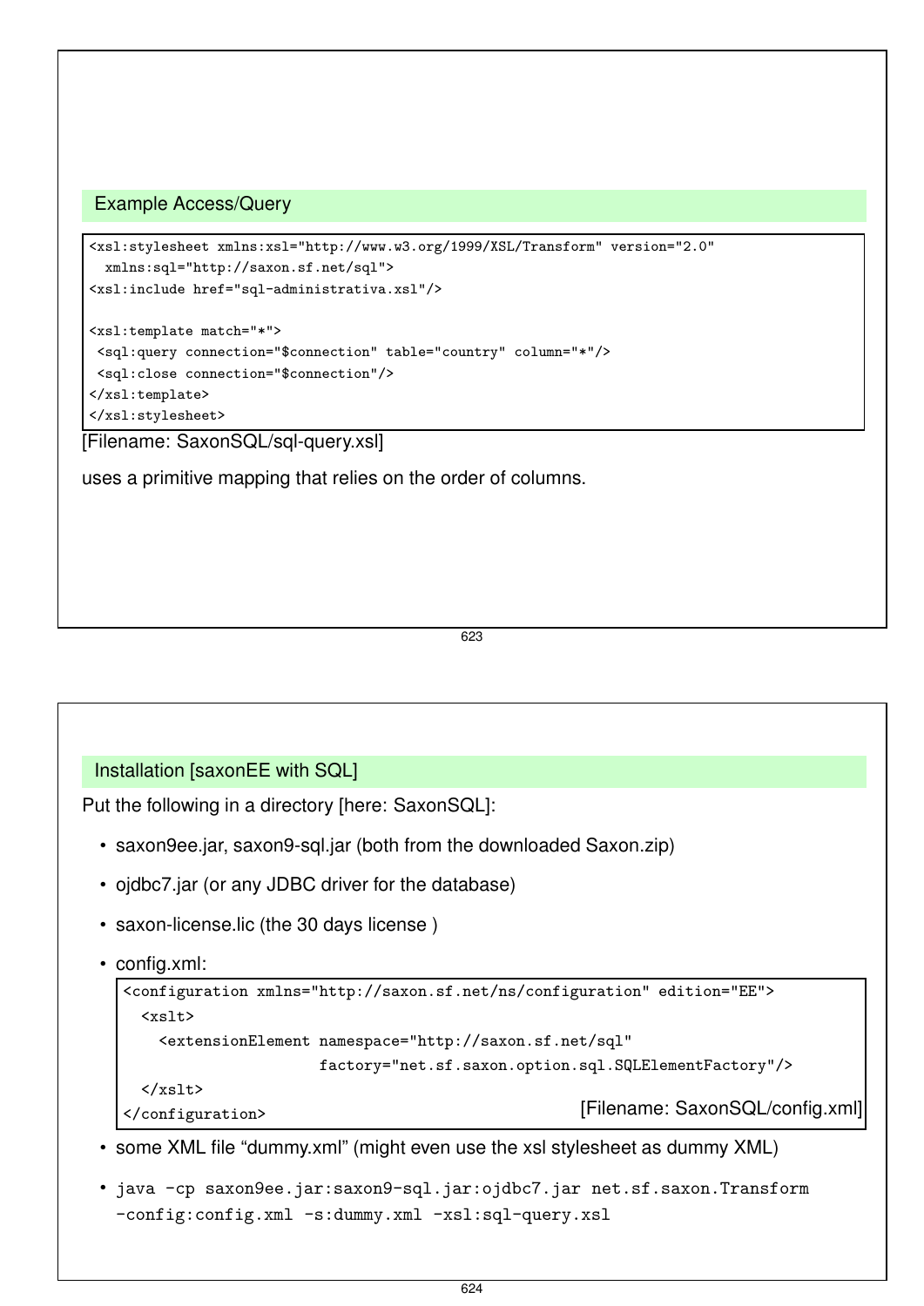### Example Access/Query

```
<xsl:stylesheet xmlns:xsl="http://www.w3.org/1999/XSL/Transform" version="2.0"
  xmlns:sql="http://saxon.sf.net/sql">
<xsl:include href="sql-administrativa.xsl"/>

<xsl:template match="*">
 <sql:query connection="$connection" table="country" column="*"/>
 <sql:close connection="$connection"/>
</xsl:template>
</xsl:stylesheet>
```

[Filename: SaxonSQL/sql-query.xsl]

uses a primitive mapping that relies on the order of columns.

### Installation [saxonEE with SQL]

Put the following in a directory [here: SaxonSQL]:

- saxon9ee.jar, saxon9-sql.jar (both from the downloaded Saxon.zip)
- ojdbc7.jar (or any JDBC driver for the database)
- saxon-license.lic (the 30 days license )
- config.xml:

```
<configuration xmlns="http://saxon.sf.net/ns/configuration" edition="EE">
  <xslt>
    <extensionElement namespace="http://saxon.sf.net/sql"
                      factory="net.sf.saxon.option.sql.SQLElementFactory"/>
  </xslt>
</configuration>
```

[Filename: SaxonSQL/config.xml]

- some XML file “dummy.xml” (might even use the xsl stylesheet as dummy XML)
- `java -cp saxon9ee.jar:saxon9-sql.jar:ojdbc7.jar net.sf.saxon.Transform -config:config.xml -s:dummy.xml -xsl:sql-query.xsl`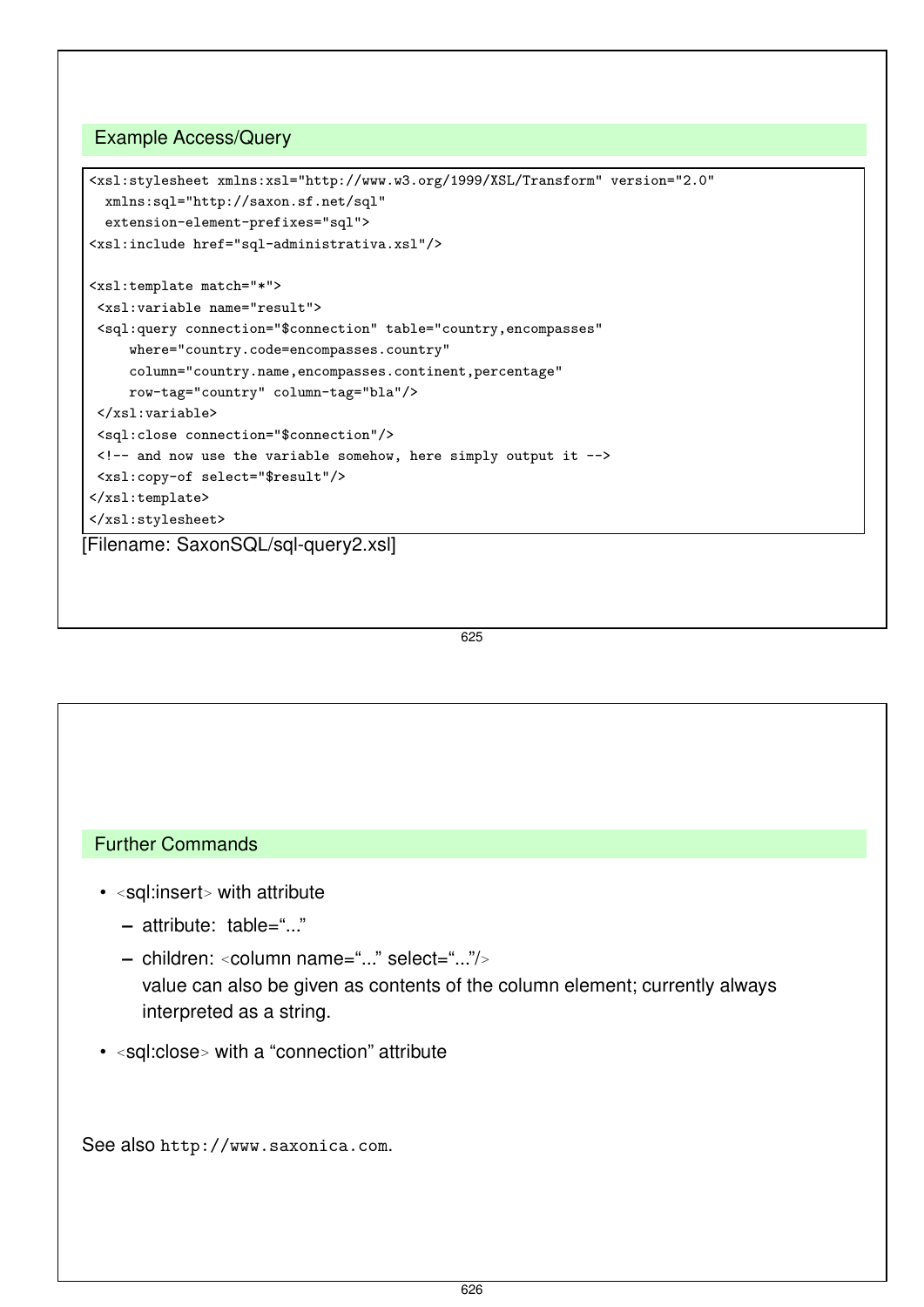### Example Access/Query

```
<xsl:stylesheet xmlns:xsl="http://www.w3.org/1999/XSL/Transform" version="2.0"
  xmlns:sql="http://saxon.sf.net/sql"
  extension-element-prefixes="sql">
<xsl:include href="sql-administrativa.xsl"/>

<xsl:template match="*">
 <xsl:variable name="result">
 <sql:query connection="$connection" table="country,encompasses"
     where="country.code=encompasses.country"
     column="country.name,encompasses.continent,percentage"
     row-tag="country" column-tag="bla"/>
 </xsl:variable>
 <sql:close connection="$connection"/>
 <!-- and now use the variable somehow, here simply output it -->
 <xsl:copy-of select="$result"/>
</xsl:template>
</xsl:stylesheet>
```

[Filename: SaxonSQL/sql-query2.xsl]

### Further Commands

- <sql:insert> with attribute
  - attribute: table="..."
  - children: <column name="..." select="..."/>
    value can also be given as contents of the column element; currently always interpreted as a string.
- <sql:close> with a "connection" attribute

See also `http://www.saxonica.com`.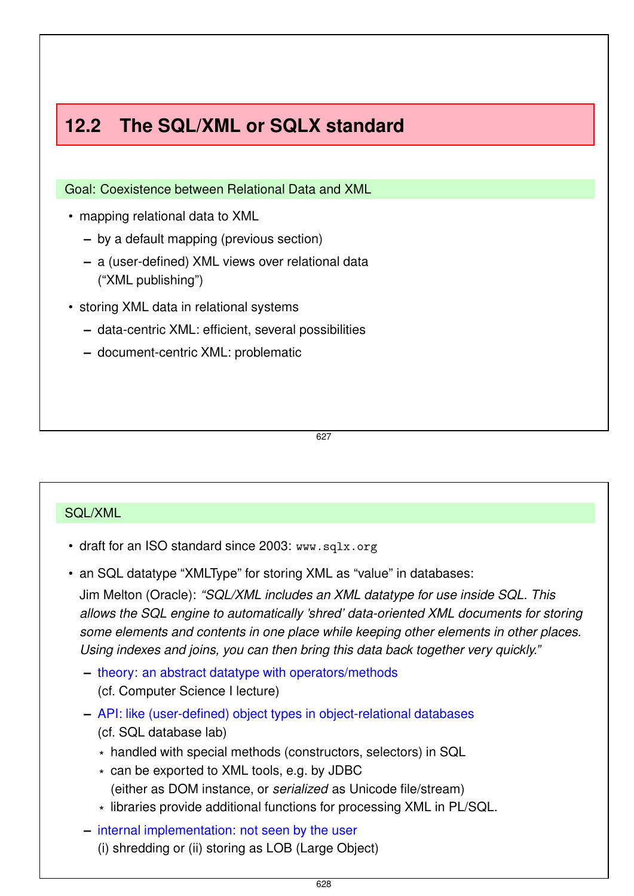## 12.2 The SQL/XML or SQLX standard

**Goal: Coexistence between Relational Data and XML**

- mapping relational data to XML
  - by a default mapping (previous section)
  - a (user-defined) XML views over relational data ("XML publishing")
- storing XML data in relational systems
  - data-centric XML: efficient, several possibilities
  - document-centric XML: problematic

**SQL/XML**

- draft for an ISO standard since 2003: `www.sqlx.org`
- an SQL datatype "XMLType" for storing XML as "value" in databases:

  Jim Melton (Oracle): *"SQL/XML includes an XML datatype for use inside SQL. This allows the SQL engine to automatically 'shred' data-oriented XML documents for storing some elements and contents in one place while keeping other elements in other places. Using indexes and joins, you can then bring this data back together very quickly."*

  - theory: an abstract datatype with operators/methods (cf. Computer Science I lecture)
  - API: like (user-defined) object types in object-relational databases (cf. SQL database lab)
    - handled with special methods (constructors, selectors) in SQL
    - can be exported to XML tools, e.g. by JDBC (either as DOM instance, or *serialized* as Unicode file/stream)
    - libraries provide additional functions for processing XML in PL/SQL.
  - internal implementation: not seen by the user
    (i) shredding or (ii) storing as LOB (Large Object)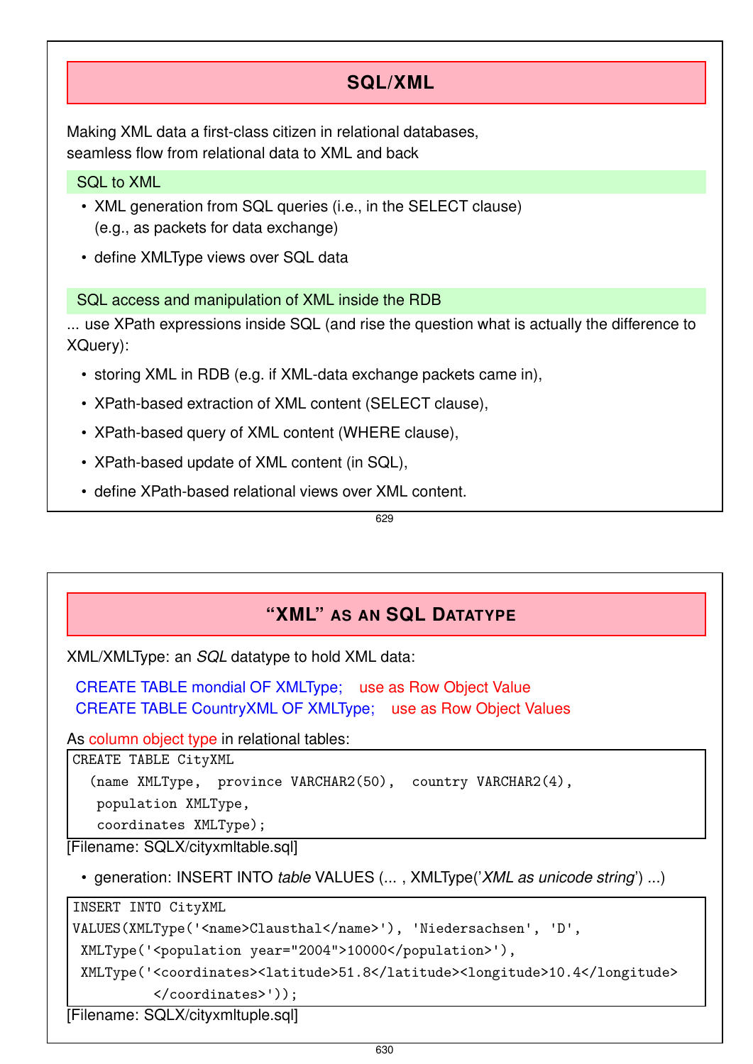## SQL/XML

Making XML data a first-class citizen in relational databases,
seamless flow from relational data to XML and back

### SQL to XML

- XML generation from SQL queries (i.e., in the SELECT clause)
  (e.g., as packets for data exchange)
- define XMLType views over SQL data

### SQL access and manipulation of XML inside the RDB

... use XPath expressions inside SQL (and rise the question what is actually the difference to XQuery):

- storing XML in RDB (e.g. if XML-data exchange packets came in),
- XPath-based extraction of XML content (SELECT clause),
- XPath-based query of XML content (WHERE clause),
- XPath-based update of XML content (in SQL),
- define XPath-based relational views over XML content.

## "XML" as an SQL Datatype

XML/XMLType: an *SQL* datatype to hold XML data:

CREATE TABLE mondial OF XMLType; use as Row Object Value
CREATE TABLE CountryXML OF XMLType; use as Row Object Values

As column object type in relational tables:

```
CREATE TABLE CityXML
  (name XMLType,  province VARCHAR2(50),  country VARCHAR2(4),
   population XMLType,
   coordinates XMLType);
```

[Filename: SQLX/cityxmltable.sql]

- generation: INSERT INTO *table* VALUES (... , XMLType('*XML as unicode string*') ...)

```
INSERT INTO CityXML
VALUES(XMLType('<name>Clausthal</name>'), 'Niedersachsen', 'D',
 XMLType('<population year="2004">10000</population>'),
 XMLType('<coordinates><latitude>51.8</latitude><longitude>10.4</longitude>
         </coordinates>'));
```

[Filename: SQLX/cityxmltuple.sql]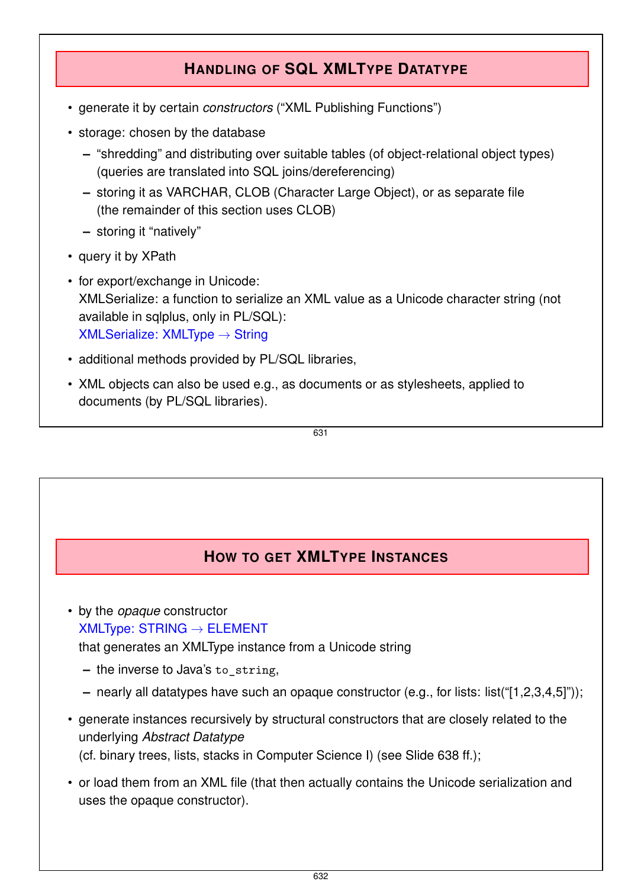## Handling of SQL XMLType Datatype

- generate it by certain *constructors* (“XML Publishing Functions”)
- storage: chosen by the database
  - “shredding” and distributing over suitable tables (of object-relational object types) (queries are translated into SQL joins/dereferencing)
  - storing it as VARCHAR, CLOB (Character Large Object), or as separate file (the remainder of this section uses CLOB)
  - storing it “natively”
- query it by XPath
- for export/exchange in Unicode:
  XMLSerialize: a function to serialize an XML value as a Unicode character string (not available in sqlplus, only in PL/SQL):
  XMLSerialize: XMLType → String
- additional methods provided by PL/SQL libraries,
- XML objects can also be used e.g., as documents or as stylesheets, applied to documents (by PL/SQL libraries).

## How to get XMLType Instances

- by the *opaque* constructor
  XMLType: STRING → ELEMENT
  that generates an XMLType instance from a Unicode string
  - the inverse to Java’s `to_string`,
  - nearly all datatypes have such an opaque constructor (e.g., for lists: list(“[1,2,3,4,5]”));
- generate instances recursively by structural constructors that are closely related to the underlying *Abstract Datatype*
  (cf. binary trees, lists, stacks in Computer Science I) (see Slide 638 ff.);
- or load them from an XML file (that then actually contains the Unicode serialization and uses the opaque constructor).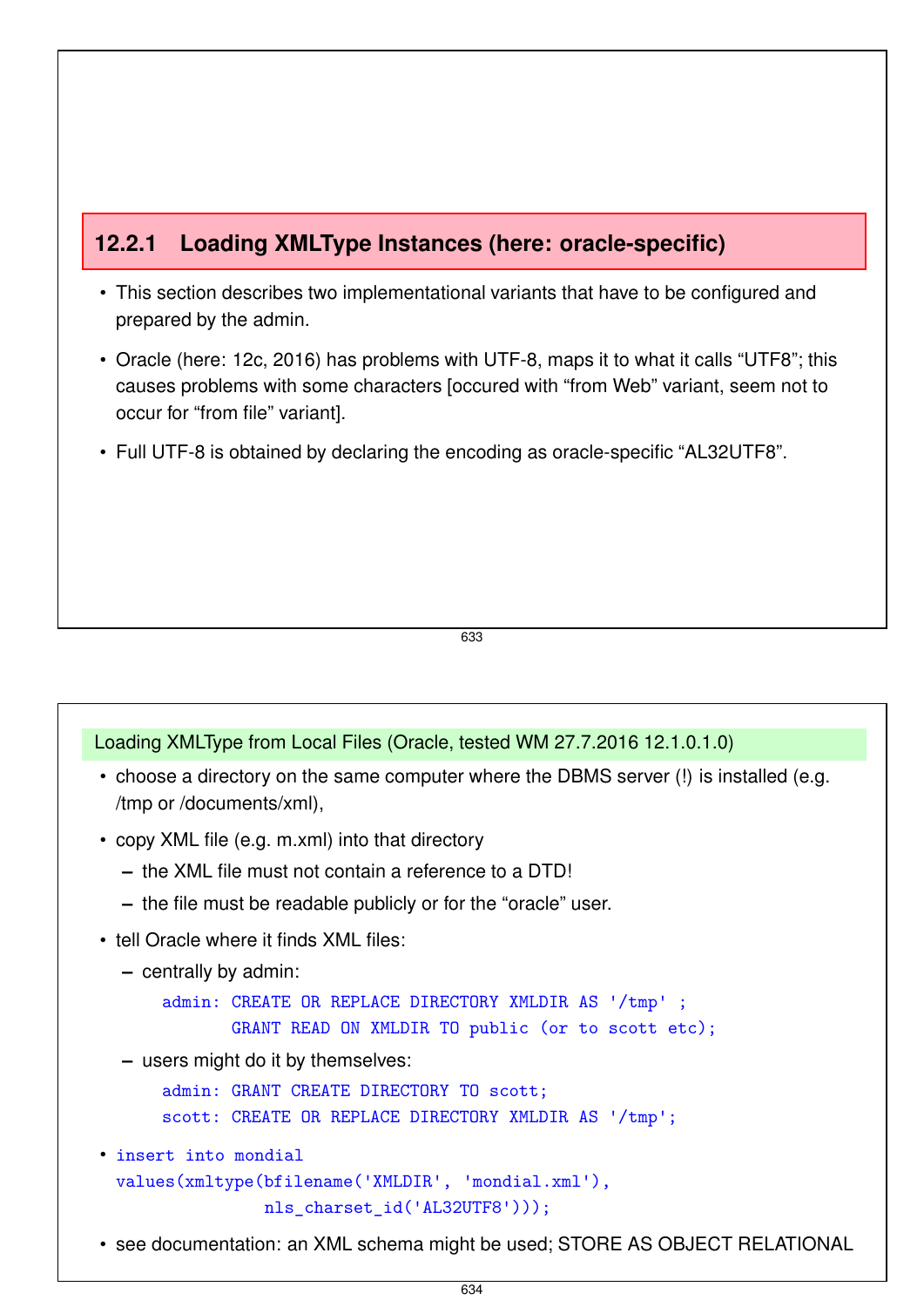### 12.2.1 Loading XMLType Instances (here: oracle-specific)

- This section describes two implementational variants that have to be configured and prepared by the admin.
- Oracle (here: 12c, 2016) has problems with UTF-8, maps it to what it calls "UTF8"; this causes problems with some characters [occured with "from Web" variant, seem not to occur for "from file" variant].
- Full UTF-8 is obtained by declaring the encoding as oracle-specific "AL32UTF8".

**Loading XMLType from Local Files (Oracle, tested WM 27.7.2016 12.1.0.1.0)**

- choose a directory on the same computer where the DBMS server (!) is installed (e.g. /tmp or /documents/xml),
- copy XML file (e.g. m.xml) into that directory
  - the XML file must not contain a reference to a DTD!
  - the file must be readable publicly or for the "oracle" user.
- tell Oracle where it finds XML files:
  - centrally by admin:

    ```
    admin: CREATE OR REPLACE DIRECTORY XMLDIR AS '/tmp' ;
           GRANT READ ON XMLDIR TO public (or to scott etc);
    ```

  - users might do it by themselves:

    ```
    admin: GRANT CREATE DIRECTORY TO scott;
    scott: CREATE OR REPLACE DIRECTORY XMLDIR AS '/tmp';
    ```

- ```
  insert into mondial
  values(xmltype(bfilename('XMLDIR', 'mondial.xml'),
                 nls_charset_id('AL32UTF8')));
  ```
- see documentation: an XML schema might be used; STORE AS OBJECT RELATIONAL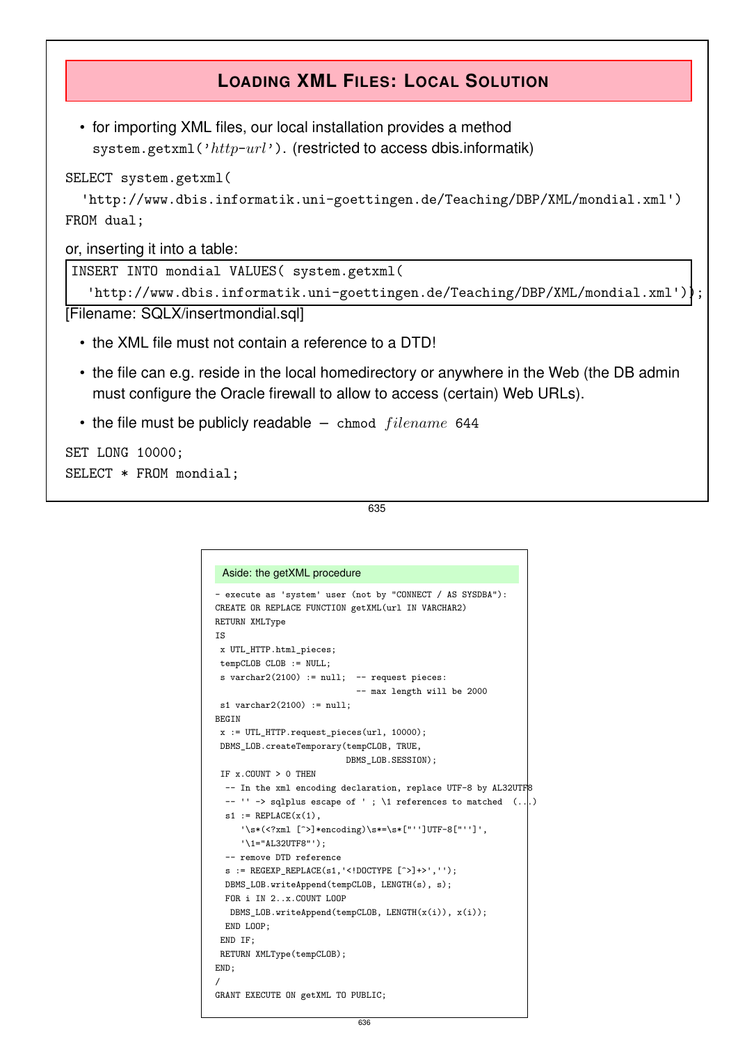## Loading XML Files: Local Solution

- for importing XML files, our local installation provides a method `system.getxml('http-url')`. (restricted to access dbis.informatik)

```
SELECT system.getxml(
  'http://www.dbis.informatik.uni-goettingen.de/Teaching/DBP/XML/mondial.xml')
FROM dual;
```

or, inserting it into a table:

```
INSERT INTO mondial VALUES( system.getxml(
  'http://www.dbis.informatik.uni-goettingen.de/Teaching/DBP/XML/mondial.xml'));
```

[Filename: SQLX/insertmondial.sql]

- the XML file must not contain a reference to a DTD!
- the file can e.g. reside in the local homedirectory or anywhere in the Web (the DB admin must configure the Oracle firewall to allow to access (certain) Web URLs).
- the file must be publicly readable – `chmod filename 644`

```
SET LONG 10000;
SELECT * FROM mondial;
```

### Aside: the getXML procedure

```
- execute as 'system' user (not by "CONNECT / AS SYSDBA"):
CREATE OR REPLACE FUNCTION getXML(url IN VARCHAR2)
RETURN XMLType
IS
 x UTL_HTTP.html_pieces;
 tempCLOB CLOB := NULL;
 s varchar2(2100) := null;  -- request pieces:
                            -- max length will be 2000
 s1 varchar2(2100) := null;
BEGIN
 x := UTL_HTTP.request_pieces(url, 10000);
 DBMS_LOB.createTemporary(tempCLOB, TRUE,
                          DBMS_LOB.SESSION);
 IF x.COUNT > 0 THEN
  -- In the xml encoding declaration, replace UTF-8 by AL32UTF8
  -- '' -> sqlplus escape of ' ; \1 references to matched  (...)
  s1 := REPLACE(x(1),
     '\s*(<?xml [^>]*encoding)\s*=\s*["'']UTF-8["'']',
     '\1="AL32UTF8"');
  -- remove DTD reference
  s := REGEXP_REPLACE(s1,'<!DOCTYPE [^>]+>','');
  DBMS_LOB.writeAppend(tempCLOB, LENGTH(s), s);
  FOR i IN 2..x.COUNT LOOP
   DBMS_LOB.writeAppend(tempCLOB, LENGTH(x(i)), x(i));
  END LOOP;
 END IF;
 RETURN XMLType(tempCLOB);
END;
/
GRANT EXECUTE ON getXML TO PUBLIC;
```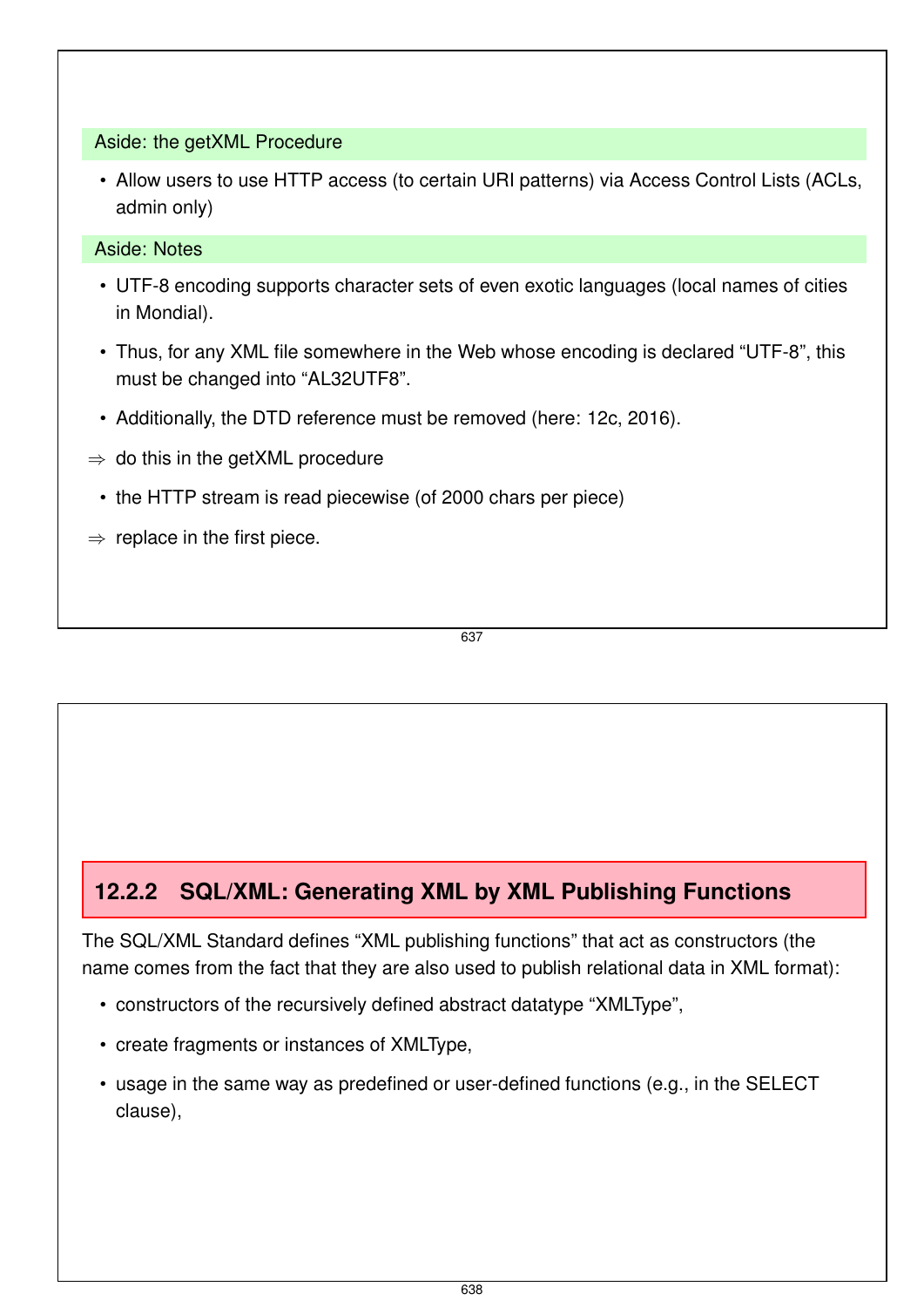**Aside: the getXML Procedure**

- Allow users to use HTTP access (to certain URI patterns) via Access Control Lists (ACLs, admin only)

**Aside: Notes**

- UTF-8 encoding supports character sets of even exotic languages (local names of cities in Mondial).
- Thus, for any XML file somewhere in the Web whose encoding is declared “UTF-8”, this must be changed into “AL32UTF8”.
- Additionally, the DTD reference must be removed (here: 12c, 2016).

⇒ do this in the getXML procedure

- the HTTP stream is read piecewise (of 2000 chars per piece)

⇒ replace in the first piece.

### 12.2.2 SQL/XML: Generating XML by XML Publishing Functions

The SQL/XML Standard defines “XML publishing functions” that act as constructors (the name comes from the fact that they are also used to publish relational data in XML format):

- constructors of the recursively defined abstract datatype “XMLType”,
- create fragments or instances of XMLType,
- usage in the same way as predefined or user-defined functions (e.g., in the SELECT clause),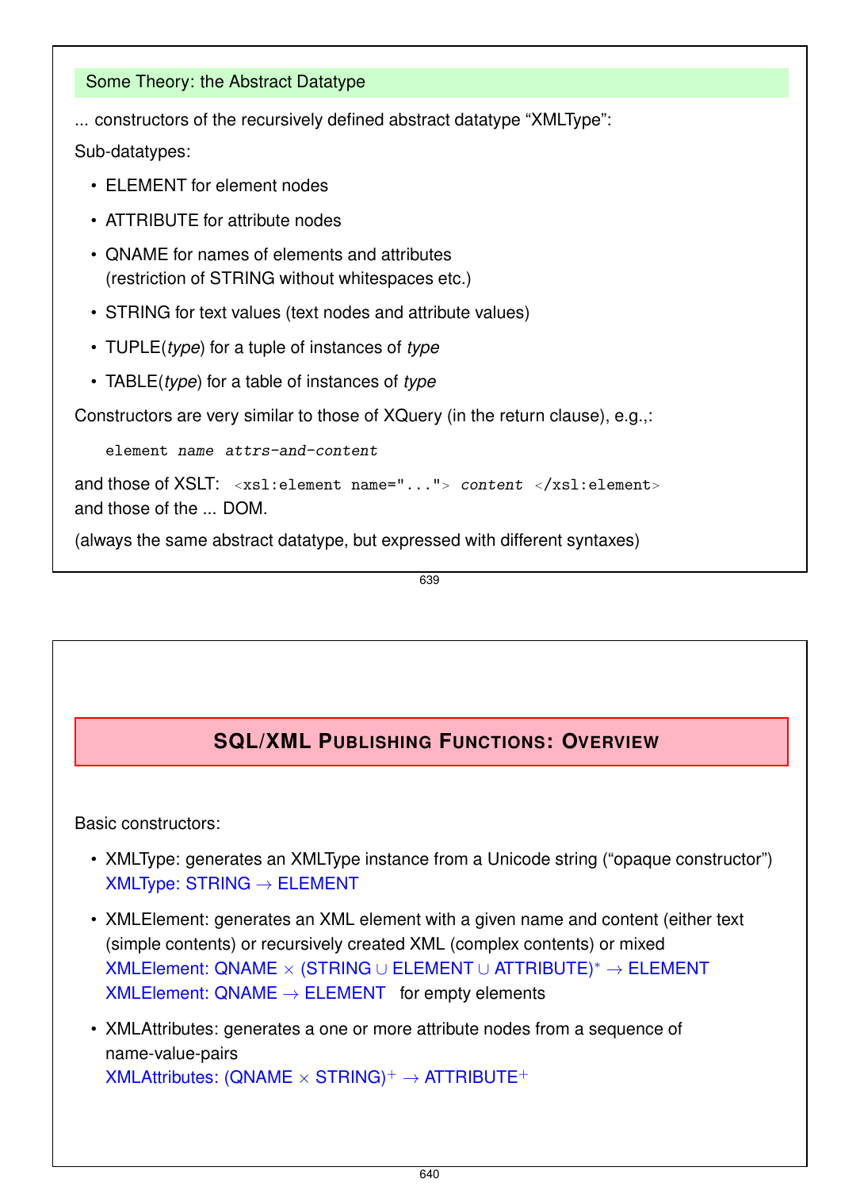## Some Theory: the Abstract Datatype

... constructors of the recursively defined abstract datatype “XMLType”:

Sub-datatypes:

- ELEMENT for element nodes
- ATTRIBUTE for attribute nodes
- QNAME for names of elements and attributes
  (restriction of STRING without whitespaces etc.)
- STRING for text values (text nodes and attribute values)
- TUPLE(*type*) for a tuple of instances of *type*
- TABLE(*type*) for a table of instances of *type*

Constructors are very similar to those of XQuery (in the return clause), e.g.,:

```
element name attrs-and-content
```

and those of XSLT: `<xsl:element name="..."> content </xsl:element>`
and those of the ... DOM.

(always the same abstract datatype, but expressed with different syntaxes)

## SQL/XML Publishing Functions: Overview

Basic constructors:

- XMLType: generates an XMLType instance from a Unicode string (“opaque constructor”)
  XMLType: STRING $\rightarrow$ ELEMENT
- XMLElement: generates an XML element with a given name and content (either text (simple contents) or recursively created XML (complex contents) or mixed
  XMLElement: QNAME $\times$ (STRING $\cup$ ELEMENT $\cup$ ATTRIBUTE)$^*$ $\rightarrow$ ELEMENT
  XMLElement: QNAME $\rightarrow$ ELEMENT   for empty elements
- XMLAttributes: generates a one or more attribute nodes from a sequence of name-value-pairs
  XMLAttributes: (QNAME $\times$ STRING)$^+$ $\rightarrow$ ATTRIBUTE$^+$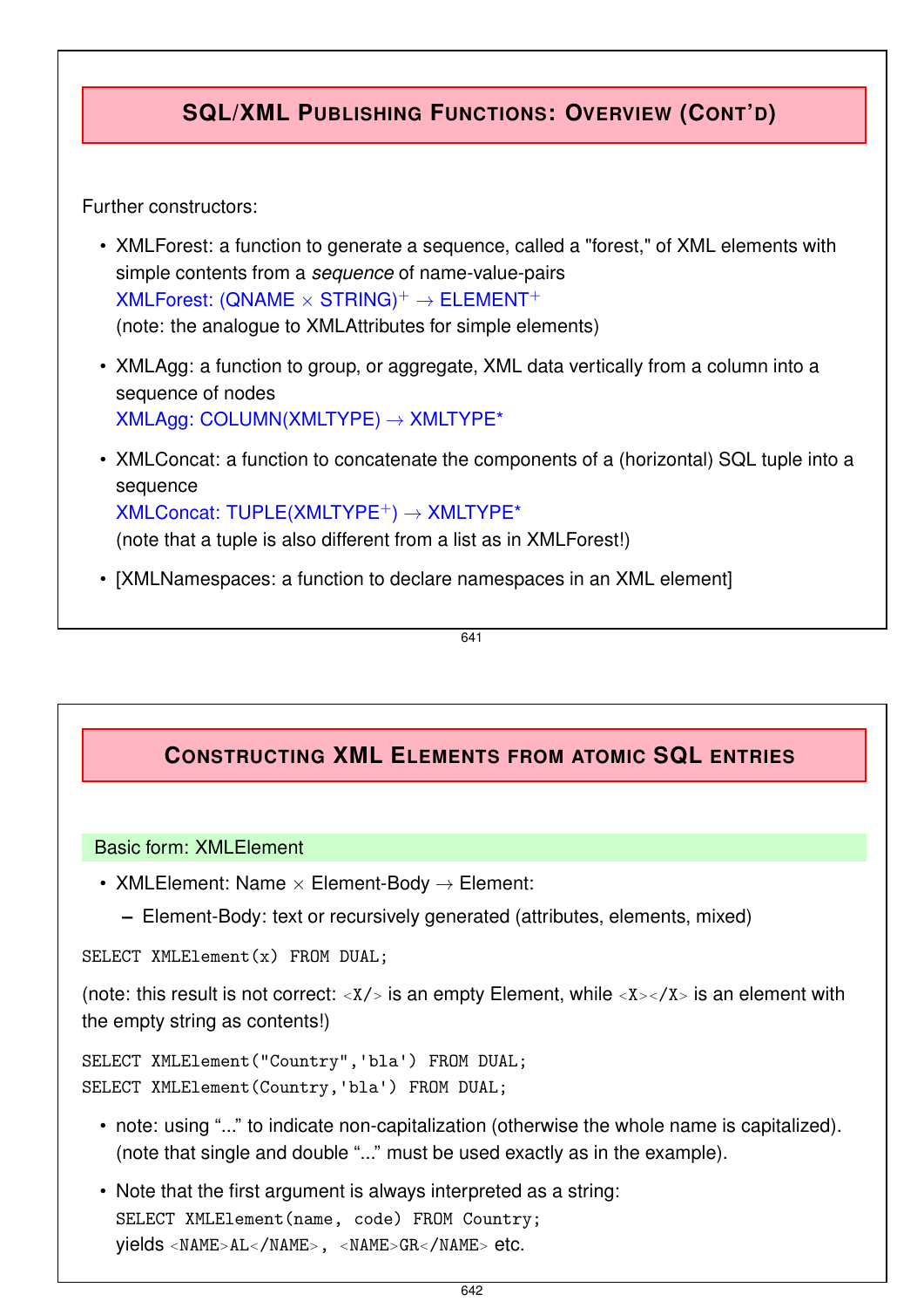## SQL/XML Publishing Functions: Overview (Cont'd)

Further constructors:

- XMLForest: a function to generate a sequence, called a "forest," of XML elements with simple contents from a *sequence* of name-value-pairs
  XMLForest: $(\text{QNAME} \times \text{STRING})^+ \rightarrow \text{ELEMENT}^+$
  (note: the analogue to XMLAttributes for simple elements)
- XMLAgg: a function to group, or aggregate, XML data vertically from a column into a sequence of nodes
  XMLAgg: COLUMN(XMLTYPE) → XMLTYPE*
- XMLConcat: a function to concatenate the components of a (horizontal) SQL tuple into a sequence
  XMLConcat: $\text{TUPLE}(\text{XMLTYPE}^+) \rightarrow \text{XMLTYPE}^*$
  (note that a tuple is also different from a list as in XMLForest!)
- [XMLNamespaces: a function to declare namespaces in an XML element]

## Constructing XML Elements from atomic SQL entries

### Basic form: XMLElement

- XMLElement: Name × Element-Body → Element:
  - Element-Body: text or recursively generated (attributes, elements, mixed)

```
SELECT XMLElement(x) FROM DUAL;
```

(note: this result is not correct: `<X/>` is an empty Element, while `<X></X>` is an element with the empty string as contents!)

```
SELECT XMLElement("Country",'bla') FROM DUAL;
SELECT XMLElement(Country,'bla') FROM DUAL;
```

- note: using "..." to indicate non-capitalization (otherwise the whole name is capitalized). (note that single and double "..." must be used exactly as in the example).
- Note that the first argument is always interpreted as a string:
  `SELECT XMLElement(name, code) FROM Country;`
  yields `<NAME>AL</NAME>, <NAME>GR</NAME>` etc.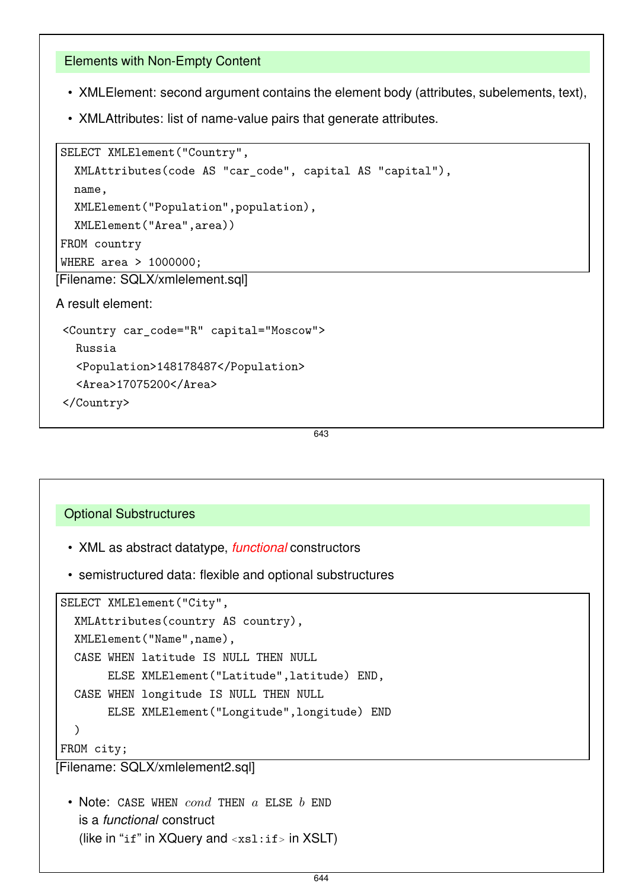## Elements with Non-Empty Content

- XMLElement: second argument contains the element body (attributes, subelements, text),
- XMLAttributes: list of name-value pairs that generate attributes.

```
SELECT XMLElement("Country",
  XMLAttributes(code AS "car_code", capital AS "capital"),
  name,
  XMLElement("Population",population),
  XMLElement("Area",area))
FROM country
WHERE area > 1000000;
```

[Filename: SQLX/xmlelement.sql]

A result element:

```
<Country car_code="R" capital="Moscow">
  Russia
  <Population>148178487</Population>
  <Area>17075200</Area>
</Country>
```

## Optional Substructures

- XML as abstract datatype, *functional* constructors
- semistructured data: flexible and optional substructures

```
SELECT XMLElement("City",
  XMLAttributes(country AS country),
  XMLElement("Name",name),
  CASE WHEN latitude IS NULL THEN NULL
       ELSE XMLElement("Latitude",latitude) END,
  CASE WHEN longitude IS NULL THEN NULL
       ELSE XMLElement("Longitude",longitude) END
  )
FROM city;
```

[Filename: SQLX/xmlelement2.sql]

- Note: `CASE WHEN` *cond* `THEN` *a* `ELSE` *b* `END`
  is a *functional* construct
  (like in "`if`" in XQuery and `<xsl:if>` in XSLT)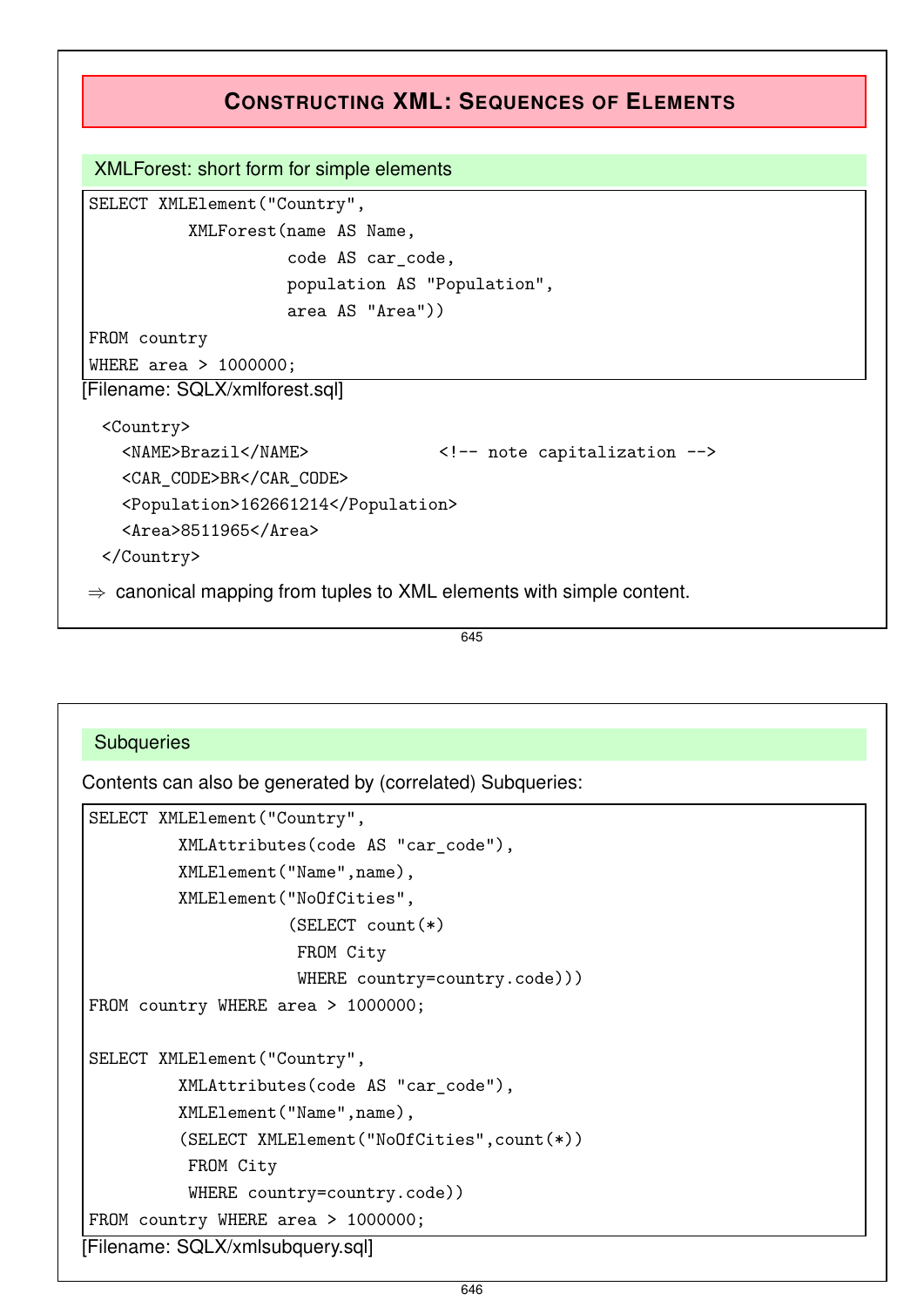## Constructing XML: Sequences of Elements

### XMLForest: short form for simple elements

```
SELECT XMLElement("Country",
         XMLForest(name AS Name,
                   code AS car_code,
                   population AS "Population",
                   area AS "Area"))
FROM country
WHERE area > 1000000;
```

[Filename: SQLX/xmlforest.sql]

```
<Country>
  <NAME>Brazil</NAME>             <!-- note capitalization -->
  <CAR_CODE>BR</CAR_CODE>
  <Population>162661214</Population>
  <Area>8511965</Area>
</Country>
```

⇒ canonical mapping from tuples to XML elements with simple content.

### Subqueries

Contents can also be generated by (correlated) Subqueries:

```
SELECT XMLElement("Country",
        XMLAttributes(code AS "car_code"),
        XMLElement("Name",name),
        XMLElement("NoOfCities",
                   (SELECT count(*)
                    FROM City
                    WHERE country=country.code)))
FROM country WHERE area > 1000000;

SELECT XMLElement("Country",
        XMLAttributes(code AS "car_code"),
        XMLElement("Name",name),
        (SELECT XMLElement("NoOfCities",count(*))
         FROM City
         WHERE country=country.code))
FROM country WHERE area > 1000000;
```

[Filename: SQLX/xmlsubquery.sql]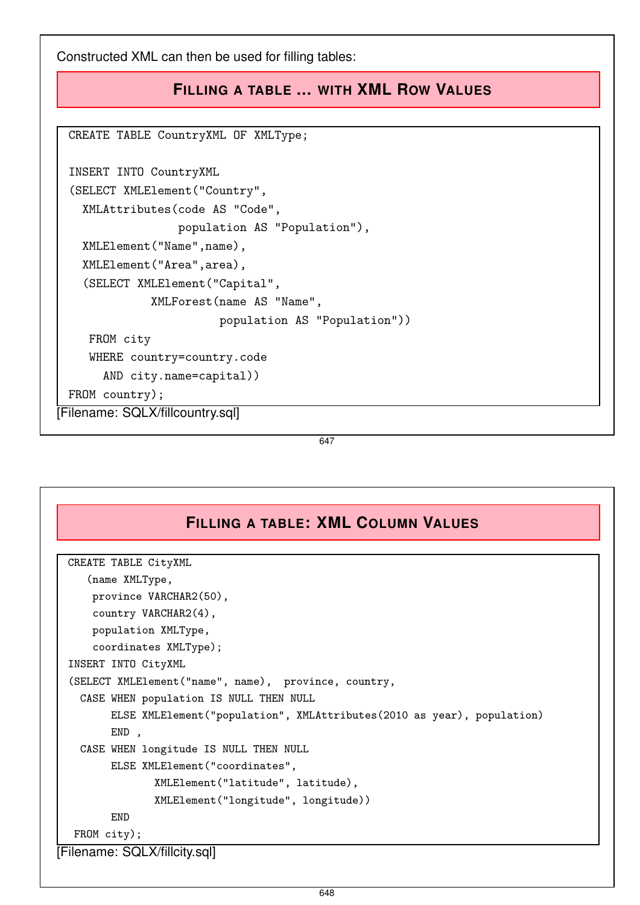Constructed XML can then be used for filling tables:

## Filling a table ... with XML Row Values

```
CREATE TABLE CountryXML OF XMLType;

INSERT INTO CountryXML
(SELECT XMLElement("Country",
  XMLAttributes(code AS "Code",
                population AS "Population"),
  XMLElement("Name",name),
  XMLElement("Area",area),
  (SELECT XMLElement("Capital",
            XMLForest(name AS "Name",
                      population AS "Population"))
   FROM city
   WHERE country=country.code
     AND city.name=capital))
FROM country);
```

[Filename: SQLX/fillcountry.sql]

## Filling a table: XML Column Values

```
CREATE TABLE CityXML
   (name XMLType,
    province VARCHAR2(50),
    country VARCHAR2(4),
    population XMLType,
    coordinates XMLType);
INSERT INTO CityXML
(SELECT XMLElement("name", name),  province, country,
  CASE WHEN population IS NULL THEN NULL
       ELSE XMLElement("population", XMLAttributes(2010 as year), population)
       END ,
  CASE WHEN longitude IS NULL THEN NULL
       ELSE XMLElement("coordinates",
              XMLElement("latitude", latitude),
              XMLElement("longitude", longitude))
       END
 FROM city);
```

[Filename: SQLX/fillcity.sql]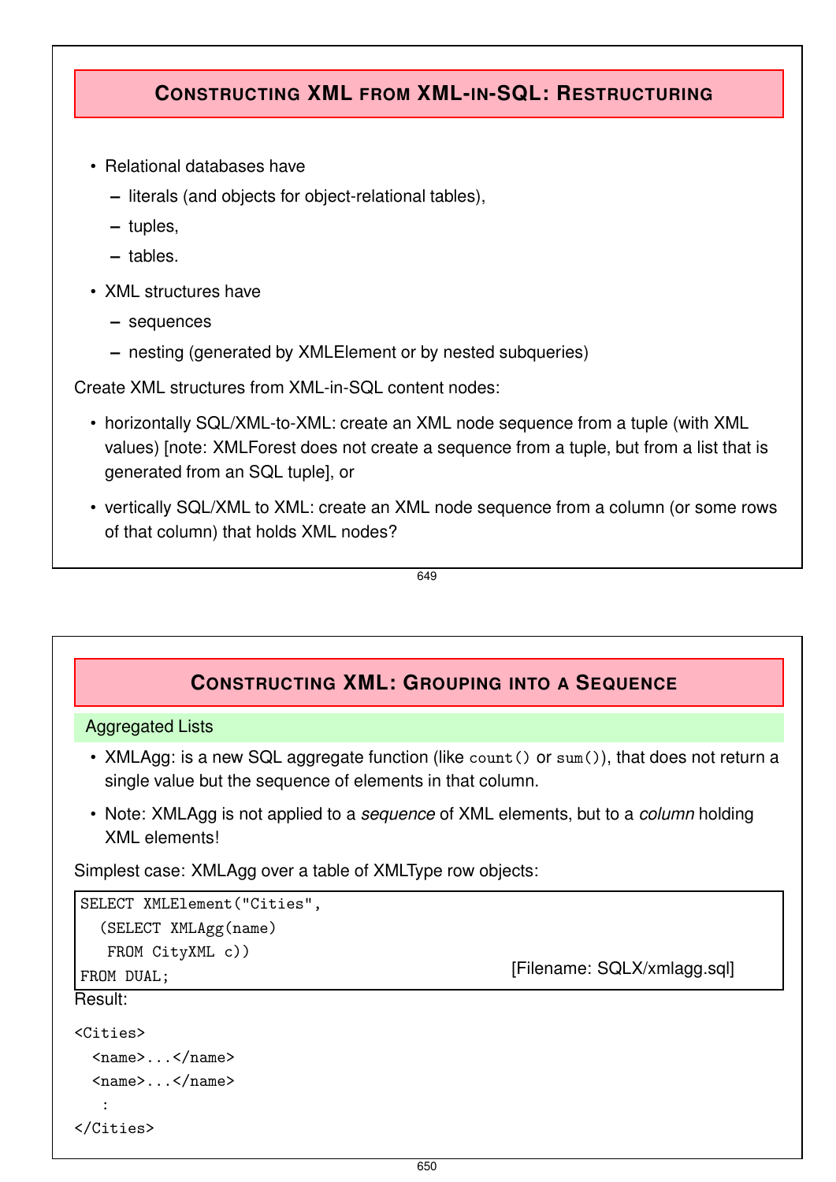## Constructing XML from XML-in-SQL: Restructuring

- Relational databases have
  - literals (and objects for object-relational tables),
  - tuples,
  - tables.
- XML structures have
  - sequences
  - nesting (generated by XMLElement or by nested subqueries)

Create XML structures from XML-in-SQL content nodes:

- horizontally SQL/XML-to-XML: create an XML node sequence from a tuple (with XML values) [note: XMLForest does not create a sequence from a tuple, but from a list that is generated from an SQL tuple], or
- vertically SQL/XML to XML: create an XML node sequence from a column (or some rows of that column) that holds XML nodes?

## Constructing XML: Grouping into a Sequence

### Aggregated Lists

- XMLAgg: is a new SQL aggregate function (like `count()` or `sum()`), that does not return a single value but the sequence of elements in that column.
- Note: XMLAgg is not applied to a *sequence* of XML elements, but to a *column* holding XML elements!

Simplest case: XMLAgg over a table of XMLType row objects:

```
SELECT XMLElement("Cities",
  (SELECT XMLAgg(name)
   FROM CityXML c))
FROM DUAL;
```

[Filename: SQLX/xmlagg.sql]

Result:

```
<Cities>
  <name>...</name>
  <name>...</name>
   :
</Cities>
```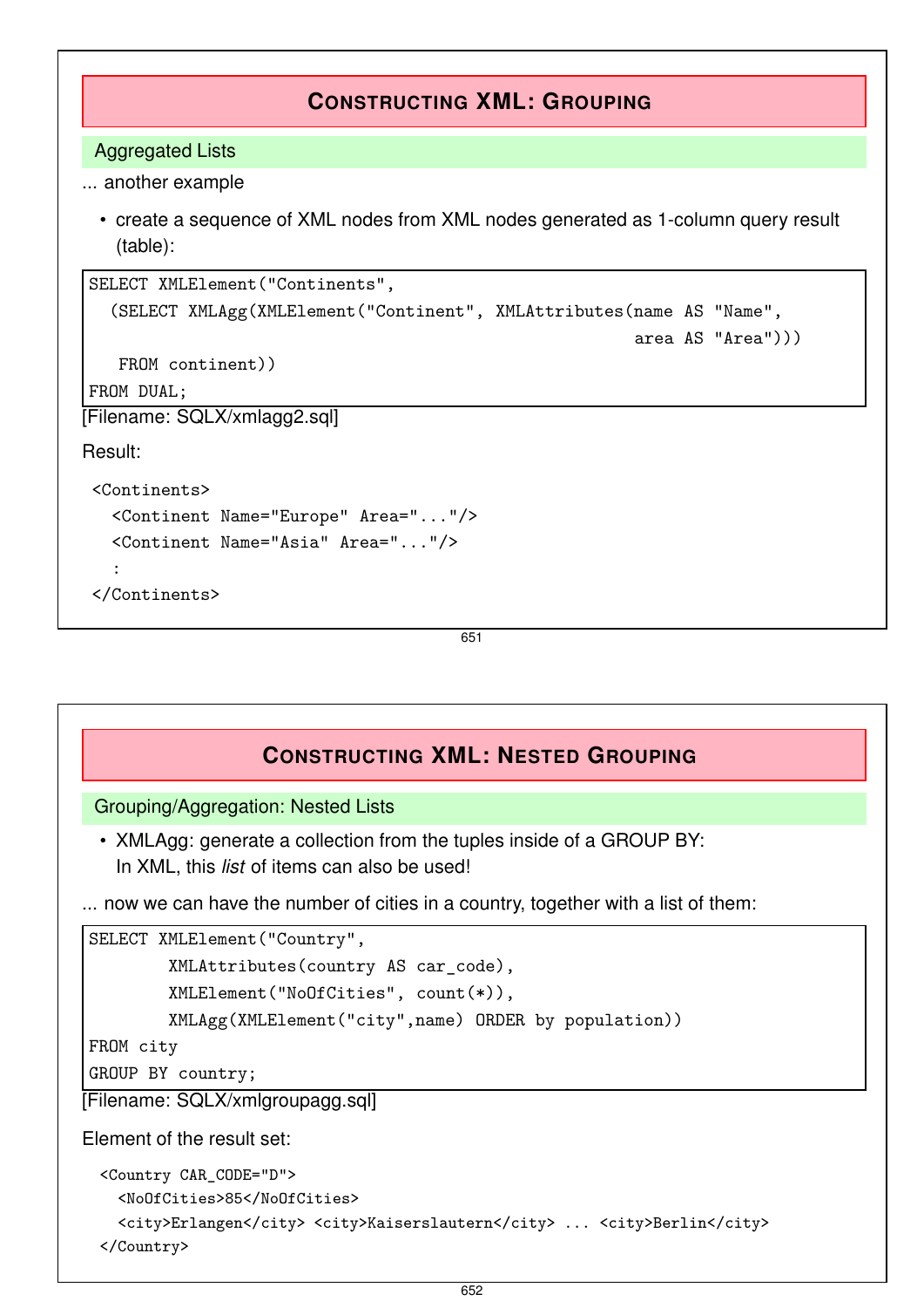## Constructing XML: Grouping

### Aggregated Lists

... another example

- create a sequence of XML nodes from XML nodes generated as 1-column query result (table):

```
SELECT XMLElement("Continents",
  (SELECT XMLAgg(XMLElement("Continent", XMLAttributes(name AS "Name",
                                                        area AS "Area")))
   FROM continent))
FROM DUAL;
```

[Filename: SQLX/xmlagg2.sql]

Result:

```
<Continents>
  <Continent Name="Europe" Area="..."/>
  <Continent Name="Asia" Area="..."/>
  :
</Continents>
```

## Constructing XML: Nested Grouping

### Grouping/Aggregation: Nested Lists

- XMLAgg: generate a collection from the tuples inside of a GROUP BY:
  In XML, this *list* of items can also be used!

... now we can have the number of cities in a country, together with a list of them:

```
SELECT XMLElement("Country",
        XMLAttributes(country AS car_code),
        XMLElement("NoOfCities", count(*)),
        XMLAgg(XMLElement("city",name) ORDER by population))
FROM city
GROUP BY country;
```

[Filename: SQLX/xmlgroupagg.sql]

Element of the result set:

```
<Country CAR_CODE="D">
  <NoOfCities>85</NoOfCities>
  <city>Erlangen</city> <city>Kaiserslautern</city> ... <city>Berlin</city>
</Country>
```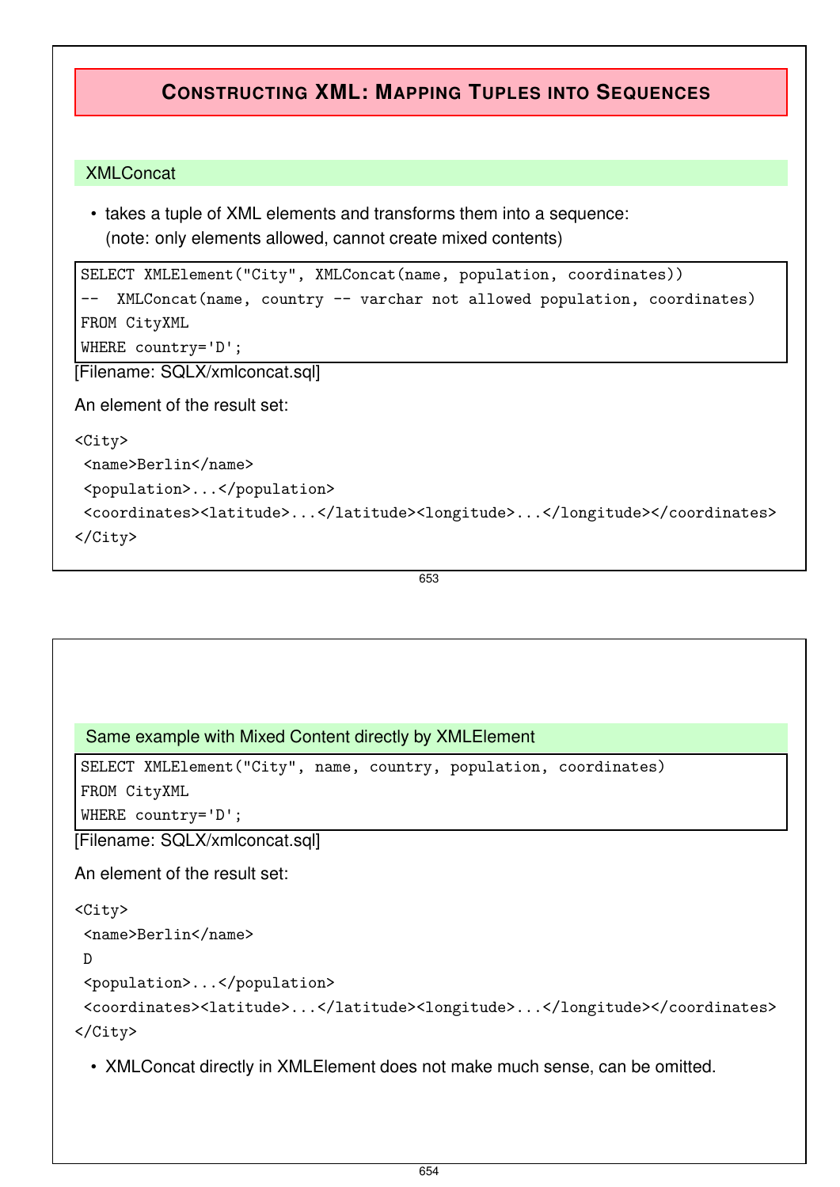## Constructing XML: Mapping Tuples into Sequences

### XMLConcat

- takes a tuple of XML elements and transforms them into a sequence: (note: only elements allowed, cannot create mixed contents)

```
SELECT XMLElement("City", XMLConcat(name, population, coordinates))
--  XMLConcat(name, country -- varchar not allowed population, coordinates)
FROM CityXML
WHERE country='D';
```

[Filename: SQLX/xmlconcat.sql]

An element of the result set:

```
<City>
 <name>Berlin</name>
 <population>...</population>
 <coordinates><latitude>...</latitude><longitude>...</longitude></coordinates>
</City>
```

### Same example with Mixed Content directly by XMLElement

```
SELECT XMLElement("City", name, country, population, coordinates)
FROM CityXML
WHERE country='D';
```

[Filename: SQLX/xmlconcat.sql]

An element of the result set:

```
<City>
 <name>Berlin</name>
 D
 <population>...</population>
 <coordinates><latitude>...</latitude><longitude>...</longitude></coordinates>
</City>
```

- XMLConcat directly in XMLElement does not make much sense, can be omitted.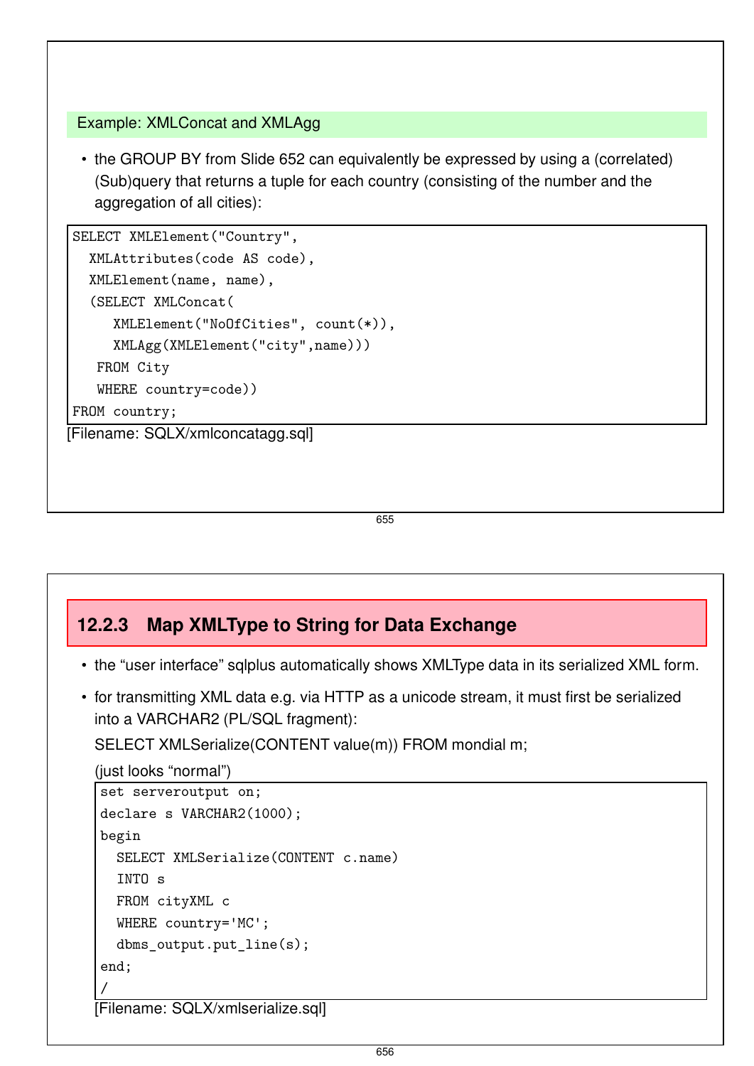### Example: XMLConcat and XMLAgg

- the GROUP BY from Slide 652 can equivalently be expressed by using a (correlated) (Sub)query that returns a tuple for each country (consisting of the number and the aggregation of all cities):

```
SELECT XMLElement("Country",
  XMLAttributes(code AS code),
  XMLElement(name, name),
  (SELECT XMLConcat(
     XMLElement("NoOfCities", count(*)),
     XMLAgg(XMLElement("city",name)))
   FROM City
   WHERE country=code))
FROM country;
```

[Filename: SQLX/xmlconcatagg.sql]

## 12.2.3 Map XMLType to String for Data Exchange

- the "user interface" sqlplus automatically shows XMLType data in its serialized XML form.
- for transmitting XML data e.g. via HTTP as a unicode stream, it must first be serialized into a VARCHAR2 (PL/SQL fragment):

  SELECT XMLSerialize(CONTENT value(m)) FROM mondial m;

  (just looks "normal")

```
set serveroutput on;
declare s VARCHAR2(1000);
begin
  SELECT XMLSerialize(CONTENT c.name)
  INTO s
  FROM cityXML c
  WHERE country='MC';
  dbms_output.put_line(s);
end;
/
```

[Filename: SQLX/xmlserialize.sql]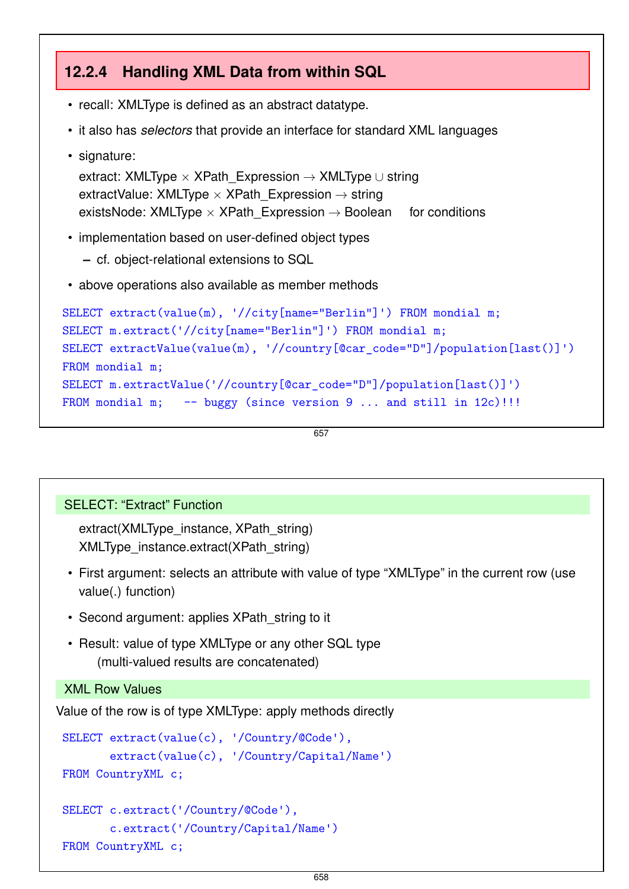### 12.2.4 Handling XML Data from within SQL

- recall: XMLType is defined as an abstract datatype.
- it also has *selectors* that provide an interface for standard XML languages
- signature:
  extract: XMLType × XPath_Expression → XMLType ∪ string
  extractValue: XMLType × XPath_Expression → string
  existsNode: XMLType × XPath_Expression → Boolean for conditions
- implementation based on user-defined object types
  - cf. object-relational extensions to SQL
- above operations also available as member methods

```
SELECT extract(value(m), '//city[name="Berlin"]') FROM mondial m;
SELECT m.extract('//city[name="Berlin"]') FROM mondial m;
SELECT extractValue(value(m), '//country[@car_code="D"]/population[last()]')
FROM mondial m;
SELECT m.extractValue('//country[@car_code="D"]/population[last()]')
FROM mondial m;   -- buggy (since version 9 ... and still in 12c)!!!
```

**SELECT: "Extract" Function**

extract(XMLType_instance, XPath_string)
XMLType_instance.extract(XPath_string)

- First argument: selects an attribute with value of type "XMLType" in the current row (use value(.) function)
- Second argument: applies XPath_string to it
- Result: value of type XMLType or any other SQL type
  (multi-valued results are concatenated)

**XML Row Values**

Value of the row is of type XMLType: apply methods directly

```
SELECT extract(value(c), '/Country/@Code'),
       extract(value(c), '/Country/Capital/Name')
FROM CountryXML c;

SELECT c.extract('/Country/@Code'),
       c.extract('/Country/Capital/Name')
FROM CountryXML c;
```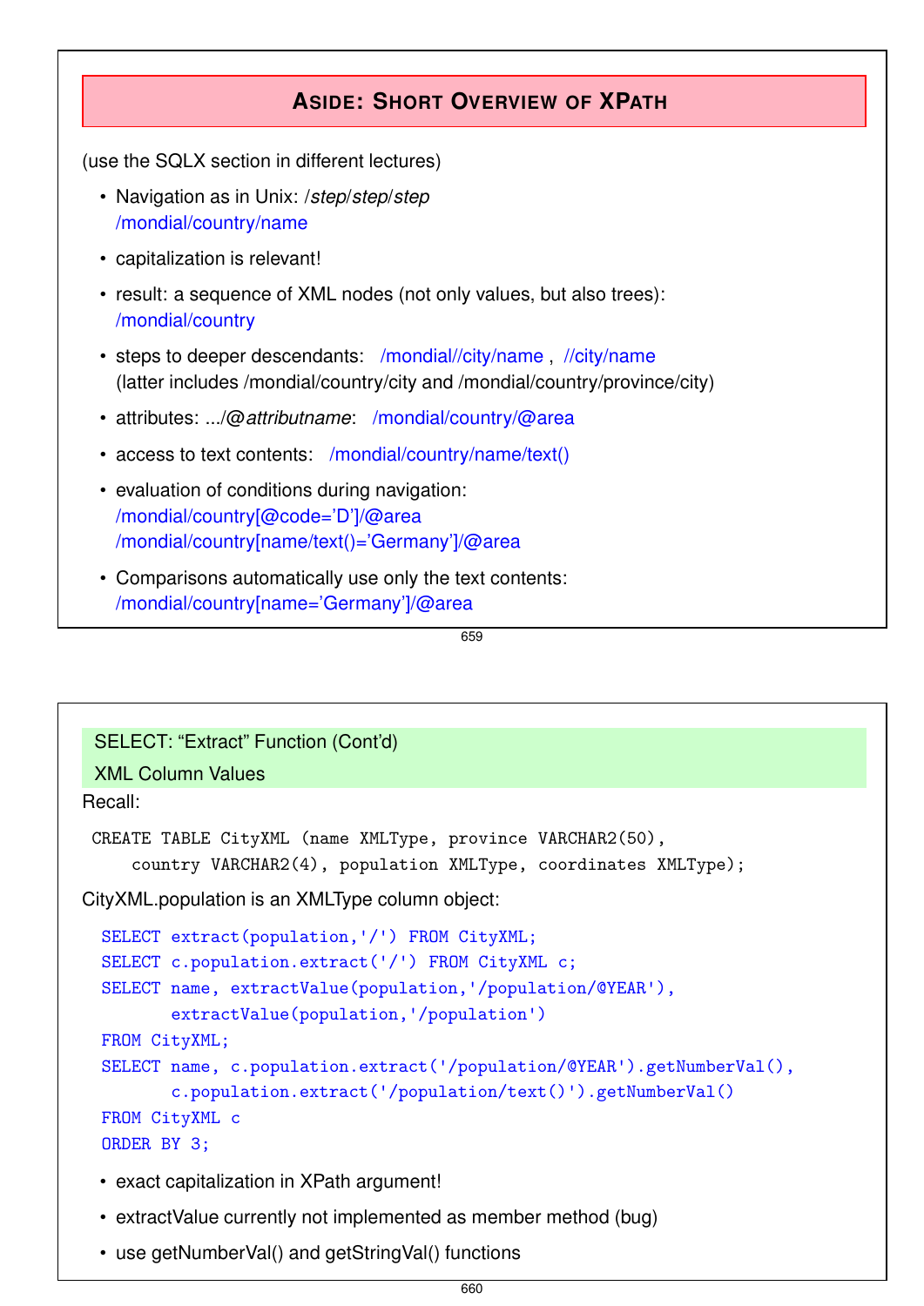## Aside: Short Overview of XPath

(use the SQLX section in different lectures)

- Navigation as in Unix: /*step*/*step*/*step*
  /mondial/country/name
- capitalization is relevant!
- result: a sequence of XML nodes (not only values, but also trees):
  /mondial/country
- steps to deeper descendants: /mondial//city/name , //city/name
  (latter includes /mondial/country/city and /mondial/country/province/city)
- attributes: .../@*attributname*: /mondial/country/@area
- access to text contents: /mondial/country/name/text()
- evaluation of conditions during navigation:
  /mondial/country[@code='D']/@area
  /mondial/country[name/text()='Germany']/@area
- Comparisons automatically use only the text contents:
  /mondial/country[name='Germany']/@area

### SELECT: "Extract" Function (Cont'd)

### XML Column Values

Recall:

```
CREATE TABLE CityXML (name XMLType, province VARCHAR2(50),
    country VARCHAR2(4), population XMLType, coordinates XMLType);
```

CityXML.population is an XMLType column object:

```
SELECT extract(population,'/') FROM CityXML;
SELECT c.population.extract('/') FROM CityXML c;
SELECT name, extractValue(population,'/population/@YEAR'),
       extractValue(population,'/population')
FROM CityXML;
SELECT name, c.population.extract('/population/@YEAR').getNumberVal(),
       c.population.extract('/population/text()').getNumberVal()
FROM CityXML c
ORDER BY 3;
```

- exact capitalization in XPath argument!
- extractValue currently not implemented as member method (bug)
- use getNumberVal() and getStringVal() functions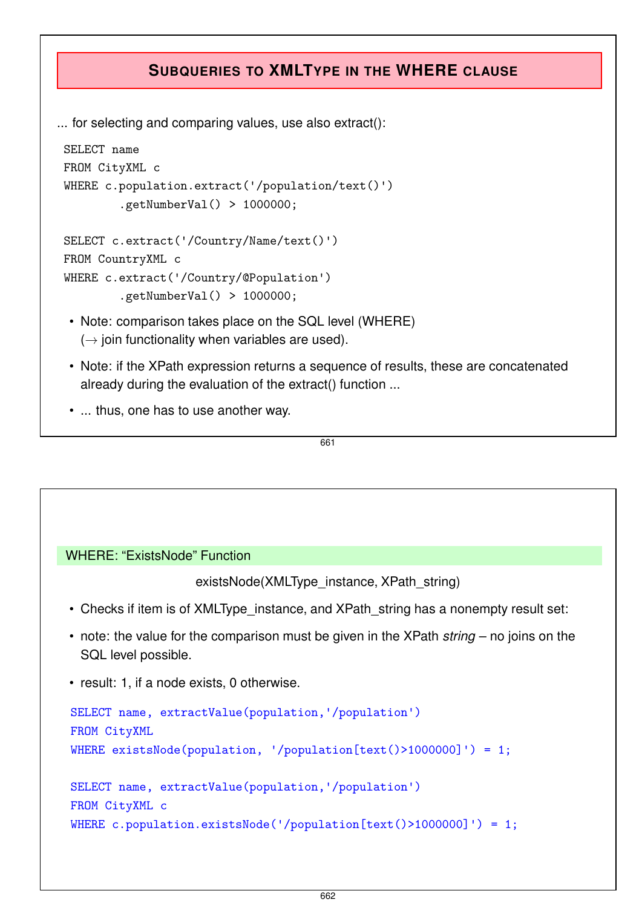## SUBQUERIES TO XMLTYPE IN THE WHERE CLAUSE

... for selecting and comparing values, use also extract():

```
SELECT name
FROM CityXML c
WHERE c.population.extract('/population/text()')
        .getNumberVal() > 1000000;

SELECT c.extract('/Country/Name/text()')
FROM CountryXML c
WHERE c.extract('/Country/@Population')
        .getNumberVal() > 1000000;
```

- Note: comparison takes place on the SQL level (WHERE) ($\rightarrow$ join functionality when variables are used).
- Note: if the XPath expression returns a sequence of results, these are concatenated already during the evaluation of the extract() function ...
- ... thus, one has to use another way.

### WHERE: "ExistsNode" Function

existsNode(XMLType_instance, XPath_string)

- Checks if item is of XMLType_instance, and XPath_string has a nonempty result set:
- note: the value for the comparison must be given in the XPath *string* – no joins on the SQL level possible.
- result: 1, if a node exists, 0 otherwise.

```
SELECT name, extractValue(population,'/population')
FROM CityXML
WHERE existsNode(population, '/population[text()>1000000]') = 1;

SELECT name, extractValue(population,'/population')
FROM CityXML c
WHERE c.population.existsNode('/population[text()>1000000]') = 1;
```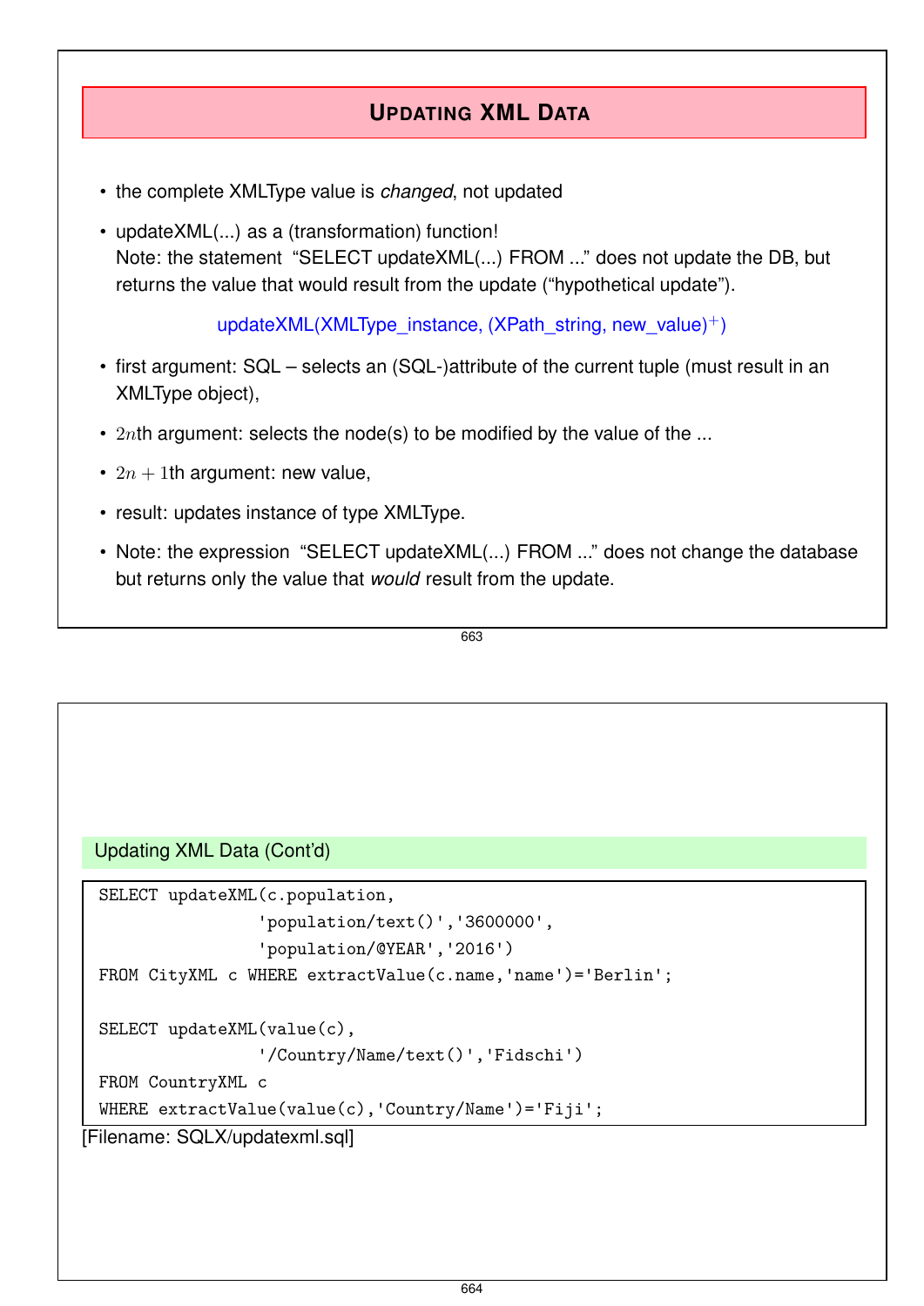## Updating XML Data

- the complete XMLType value is *changed*, not updated
- updateXML(...) as a (transformation) function!
  Note: the statement "SELECT updateXML(...) FROM ..." does not update the DB, but returns the value that would result from the update ("hypothetical update").

  updateXML(XMLType_instance, (XPath_string, new_value)$^+$)

- first argument: SQL – selects an (SQL-)attribute of the current tuple (must result in an XMLType object),
- $2n$th argument: selects the node(s) to be modified by the value of the ...
- $2n+1$th argument: new value,
- result: updates instance of type XMLType.
- Note: the expression "SELECT updateXML(...) FROM ..." does not change the database but returns only the value that *would* result from the update.

### Updating XML Data (Cont'd)

```
SELECT updateXML(c.population,
                 'population/text()','3600000',
                 'population/@YEAR','2016')
FROM CityXML c WHERE extractValue(c.name,'name')='Berlin';

SELECT updateXML(value(c),
                 '/Country/Name/text()','Fidschi')
FROM CountryXML c
WHERE extractValue(value(c),'Country/Name')='Fiji';
```

[Filename: SQLX/updatexml.sql]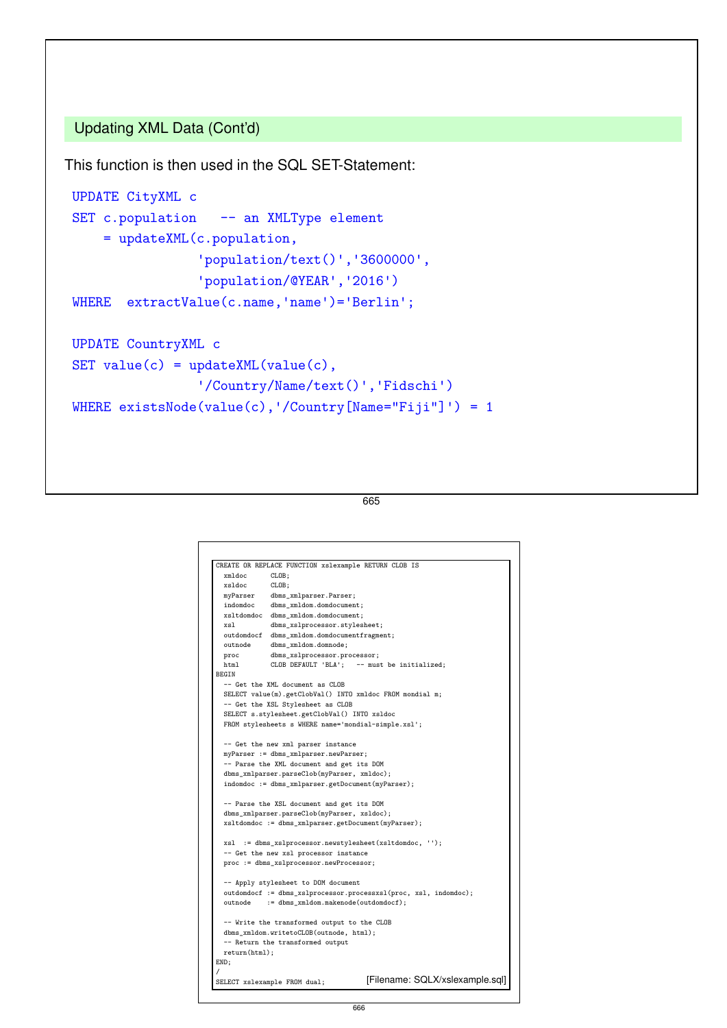## Updating XML Data (Cont'd)

This function is then used in the SQL SET-Statement:

```
UPDATE CityXML c
SET c.population   -- an XMLType element
    = updateXML(c.population,
                'population/text()','3600000',
                'population/@YEAR','2016')
WHERE  extractValue(c.name,'name')='Berlin';

UPDATE CountryXML c
SET value(c) = updateXML(value(c),
                '/Country/Name/text()','Fidschi')
WHERE existsNode(value(c),'/Country[Name="Fiji"]') = 1
```

```
CREATE OR REPLACE FUNCTION xslexample RETURN CLOB IS
  xmldoc      CLOB;
  xsldoc      CLOB;
  myParser    dbms_xmlparser.Parser;
  indomdoc    dbms_xmldom.domdocument;
  xsltdomdoc  dbms_xmldom.domdocument;
  xsl         dbms_xslprocessor.stylesheet;
  outdomdocf  dbms_xmldom.domdocumentfragment;
  outnode     dbms_xmldom.domnode;
  proc        dbms_xslprocessor.processor;
  html        CLOB DEFAULT 'BLA';   -- must be initialized;
BEGIN
  -- Get the XML document as CLOB
  SELECT value(m).getClobVal() INTO xmldoc FROM mondial m;
  -- Get the XSL Stylesheet as CLOB
  SELECT s.stylesheet.getClobVal() INTO xsldoc
  FROM stylesheets s WHERE name='mondial-simple.xsl';

  -- Get the new xml parser instance
  myParser := dbms_xmlparser.newParser;
  -- Parse the XML document and get its DOM
  dbms_xmlparser.parseClob(myParser, xmldoc);
  indomdoc := dbms_xmlparser.getDocument(myParser);

  -- Parse the XSL document and get its DOM
  dbms_xmlparser.parseClob(myParser, xsldoc);
  xsltdomdoc := dbms_xmlparser.getDocument(myParser);

  xsl  := dbms_xslprocessor.newstylesheet(xsltdomdoc, '');
  -- Get the new xsl processor instance
  proc := dbms_xslprocessor.newProcessor;

  -- Apply stylesheet to DOM document
  outdomdocf := dbms_xslprocessor.processxsl(proc, xsl, indomdoc);
  outnode    := dbms_xmldom.makenode(outdomdocf);

  -- Write the transformed output to the CLOB
  dbms_xmldom.writetoCLOB(outnode, html);
  -- Return the transformed output
  return(html);
END;
/
SELECT xslexample FROM dual;
```

[Filename: SQLX/xslexample.sql]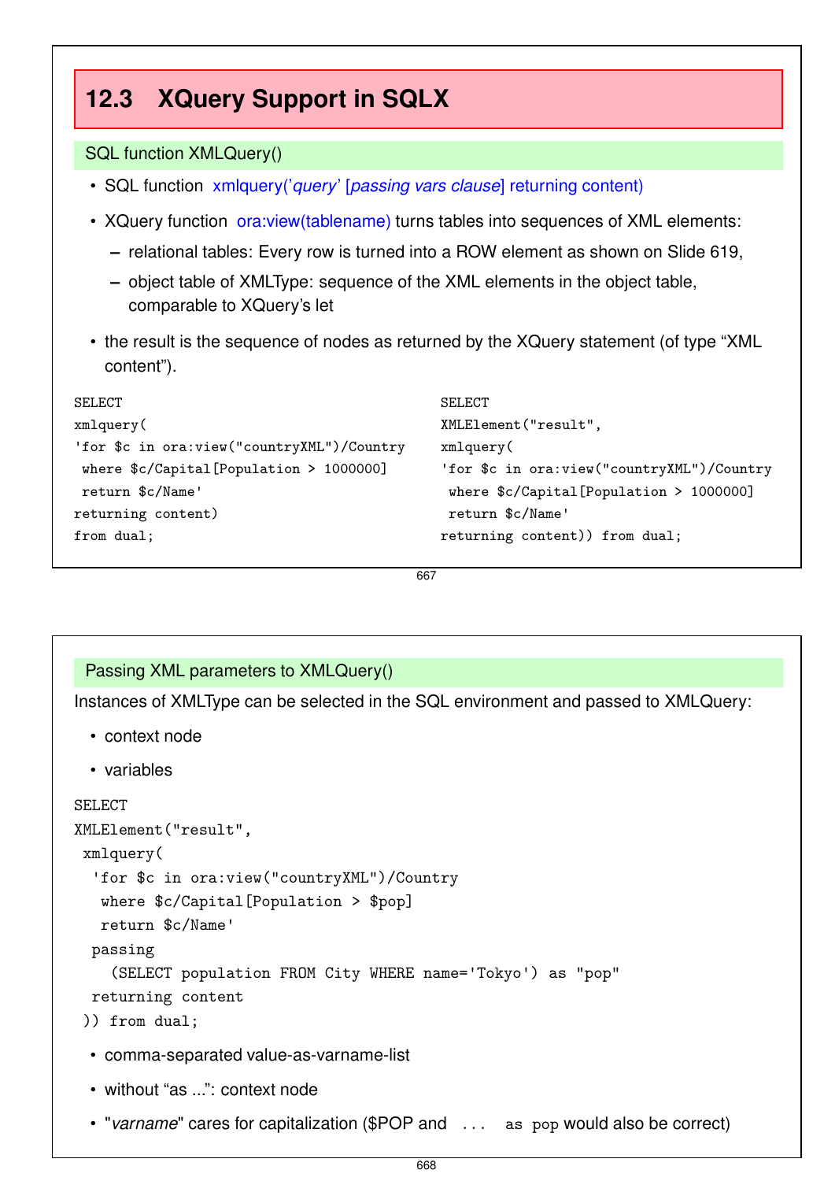## 12.3 XQuery Support in SQLX

### SQL function XMLQuery()

- SQL function xmlquery('*query*' [*passing vars clause*] returning content)
- XQuery function ora:view(tablename) turns tables into sequences of XML elements:
  - relational tables: Every row is turned into a ROW element as shown on Slide 619,
  - object table of XMLType: sequence of the XML elements in the object table, comparable to XQuery's let
- the result is the sequence of nodes as returned by the XQuery statement (of type "XML content").

```
SELECT
xmlquery(
'for $c in ora:view("countryXML")/Country
 where $c/Capital[Population > 1000000]
 return $c/Name'
returning content)
from dual;
```

```
SELECT
XMLElement("result",
xmlquery(
'for $c in ora:view("countryXML")/Country
 where $c/Capital[Population > 1000000]
 return $c/Name'
returning content)) from dual;
```

### Passing XML parameters to XMLQuery()

Instances of XMLType can be selected in the SQL environment and passed to XMLQuery:

- context node
- variables

```
SELECT
XMLElement("result",
 xmlquery(
  'for $c in ora:view("countryXML")/Country
   where $c/Capital[Population > $pop]
   return $c/Name'
  passing
    (SELECT population FROM City WHERE name='Tokyo') as "pop"
  returning content
 )) from dual;
```

- comma-separated value-as-varname-list
- without "as ...": context node
- "*varname*" cares for capitalization ($POP and `... as pop` would also be correct)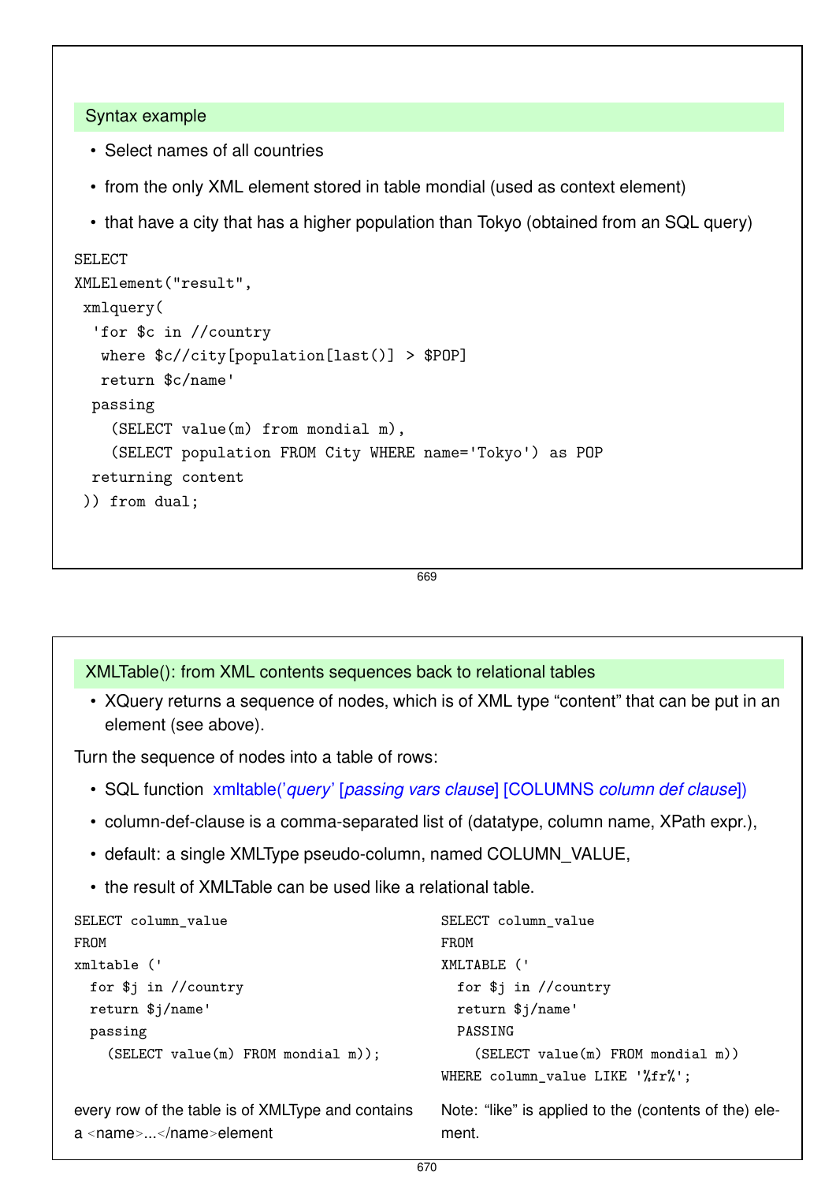## Syntax example

- Select names of all countries
- from the only XML element stored in table mondial (used as context element)
- that have a city that has a higher population than Tokyo (obtained from an SQL query)

```
SELECT
XMLElement("result",
 xmlquery(
  'for $c in //country
   where $c//city[population[last()] > $POP]
   return $c/name'
  passing
    (SELECT value(m) from mondial m),
    (SELECT population FROM City WHERE name='Tokyo') as POP
  returning content
 )) from dual;
```

## XMLTable(): from XML contents sequences back to relational tables

- XQuery returns a sequence of nodes, which is of XML type “content” that can be put in an element (see above).

Turn the sequence of nodes into a table of rows:

- SQL function xmltable('*query*' [*passing vars clause*] [COLUMNS *column def clause*])
- column-def-clause is a comma-separated list of (datatype, column name, XPath expr.),
- default: a single XMLType pseudo-column, named COLUMN_VALUE,
- the result of XMLTable can be used like a relational table.

```
SELECT column_value
FROM
xmltable ('
  for $j in //country
  return $j/name'
  passing
    (SELECT value(m) FROM mondial m));
```

every row of the table is of XMLType and contains a <name>...</name>element

```
SELECT column_value
FROM
XMLTABLE ('
  for $j in //country
  return $j/name'
  PASSING
    (SELECT value(m) FROM mondial m))
WHERE column_value LIKE '%fr%';
```

Note: “like” is applied to the (contents of the) element.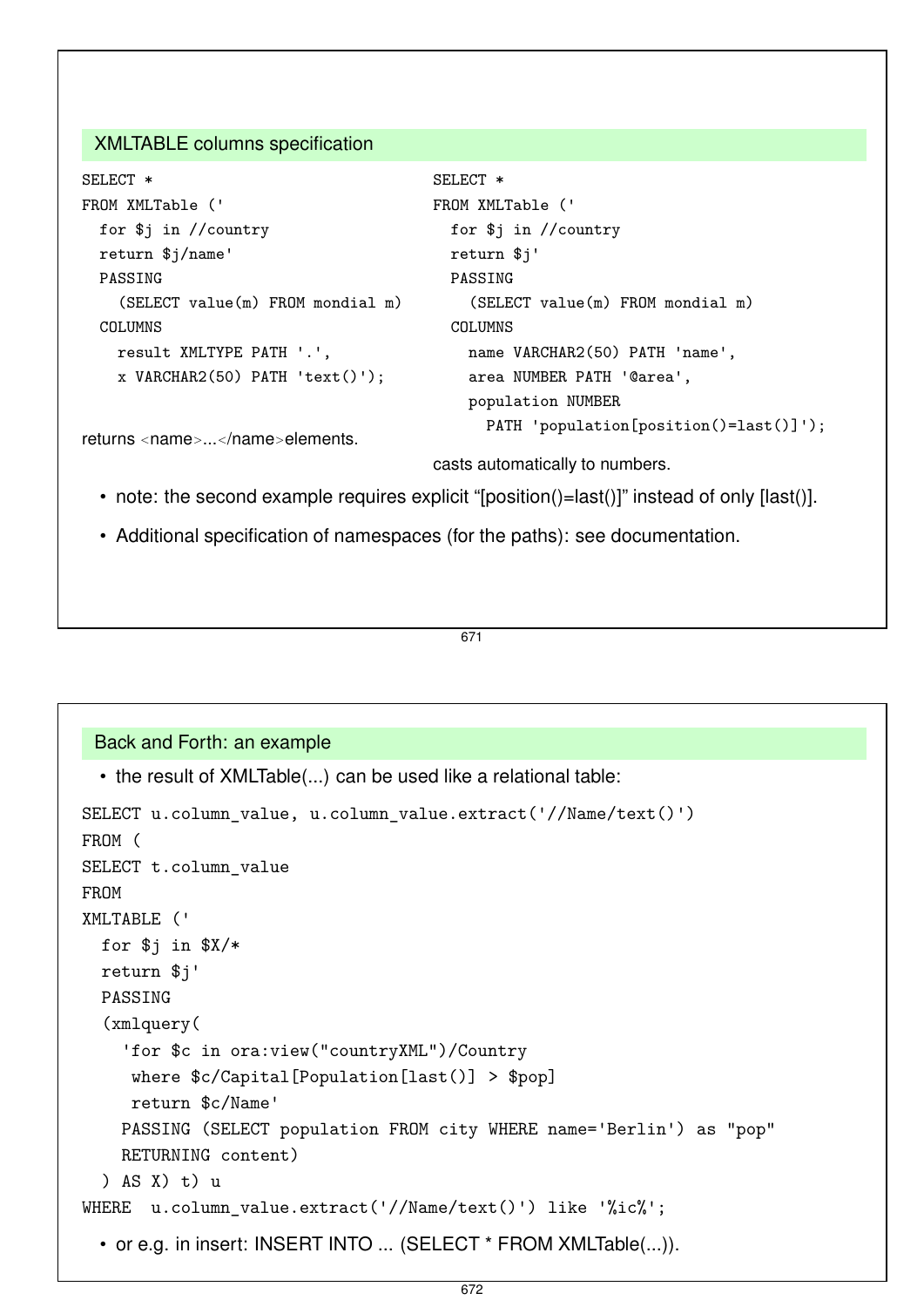## XMLTABLE columns specification

```
SELECT *
FROM XMLTable ('
  for $j in //country
  return $j/name'
  PASSING
    (SELECT value(m) FROM mondial m)
  COLUMNS
    result XMLTYPE PATH '.',
    x VARCHAR2(50) PATH 'text()');
```

returns <name>...</name>elements.

```
SELECT *
FROM XMLTable ('
  for $j in //country
  return $j'
  PASSING
    (SELECT value(m) FROM mondial m)
  COLUMNS
    name VARCHAR2(50) PATH 'name',
    area NUMBER PATH '@area',
    population NUMBER
      PATH 'population[position()=last()]');
```

casts automatically to numbers.

- note: the second example requires explicit “[position()=last()]” instead of only [last()].
- Additional specification of namespaces (for the paths): see documentation.

## Back and Forth: an example

- the result of XMLTable(...) can be used like a relational table:

```
SELECT u.column_value, u.column_value.extract('//Name/text()')
FROM (
SELECT t.column_value
FROM
XMLTABLE ('
  for $j in $X/*
  return $j'
  PASSING
  (xmlquery(
    'for $c in ora:view("countryXML")/Country
     where $c/Capital[Population[last()] > $pop]
     return $c/Name'
    PASSING (SELECT population FROM city WHERE name='Berlin') as "pop"
    RETURNING content)
  ) AS X) t) u
WHERE  u.column_value.extract('//Name/text()') like '%ic%';
```

- or e.g. in insert: INSERT INTO ... (SELECT * FROM XMLTable(...)).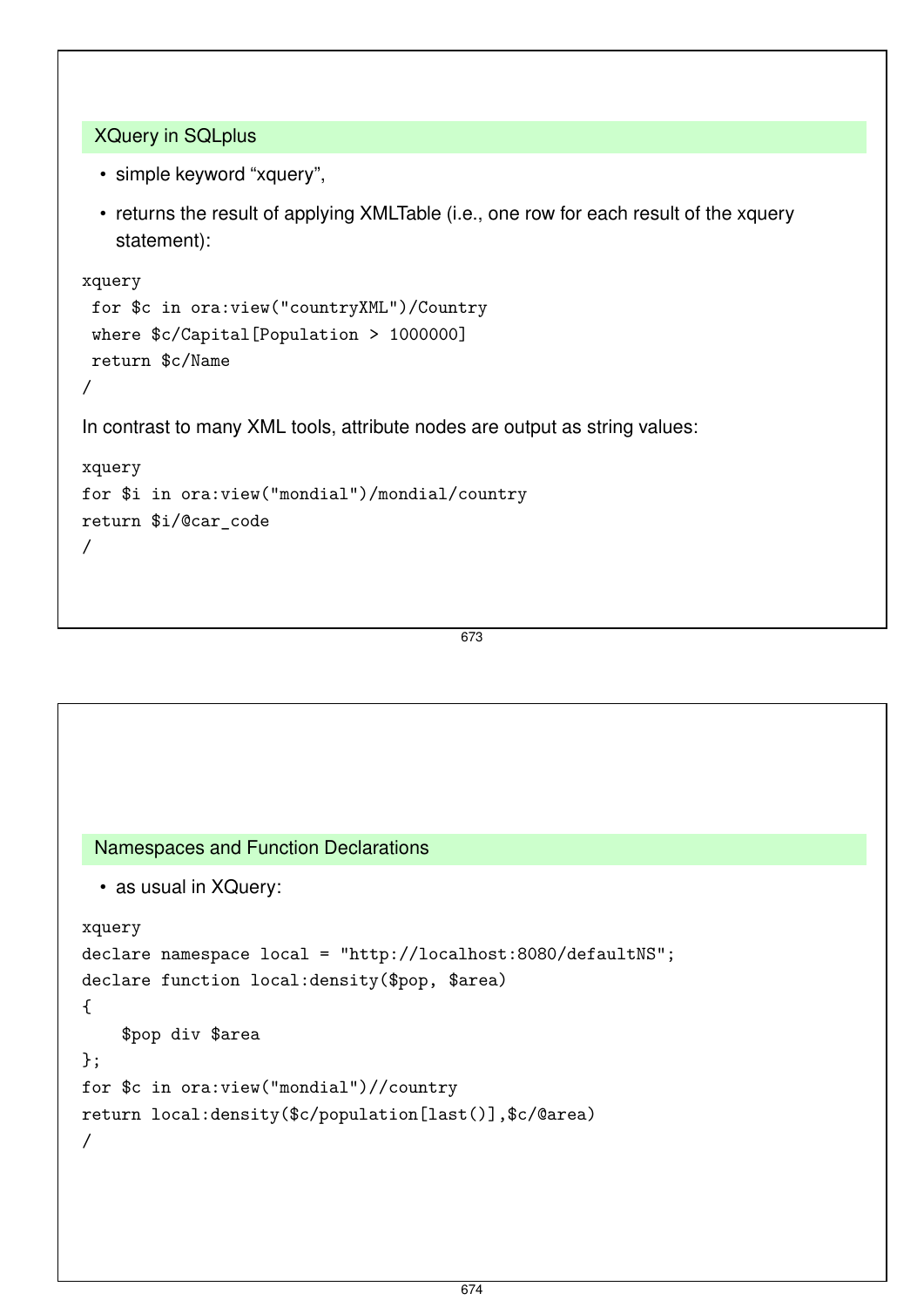## XQuery in SQLplus

- simple keyword “xquery”,
- returns the result of applying XMLTable (i.e., one row for each result of the xquery statement):

```
xquery
 for $c in ora:view("countryXML")/Country
 where $c/Capital[Population > 1000000]
 return $c/Name
/
```

In contrast to many XML tools, attribute nodes are output as string values:

```
xquery
for $i in ora:view("mondial")/mondial/country
return $i/@car_code
/
```

## Namespaces and Function Declarations

- as usual in XQuery:

```
xquery
declare namespace local = "http://localhost:8080/defaultNS";
declare function local:density($pop, $area)
{
    $pop div $area
};
for $c in ora:view("mondial")//country
return local:density($c/population[last()],$c/@area)
/
```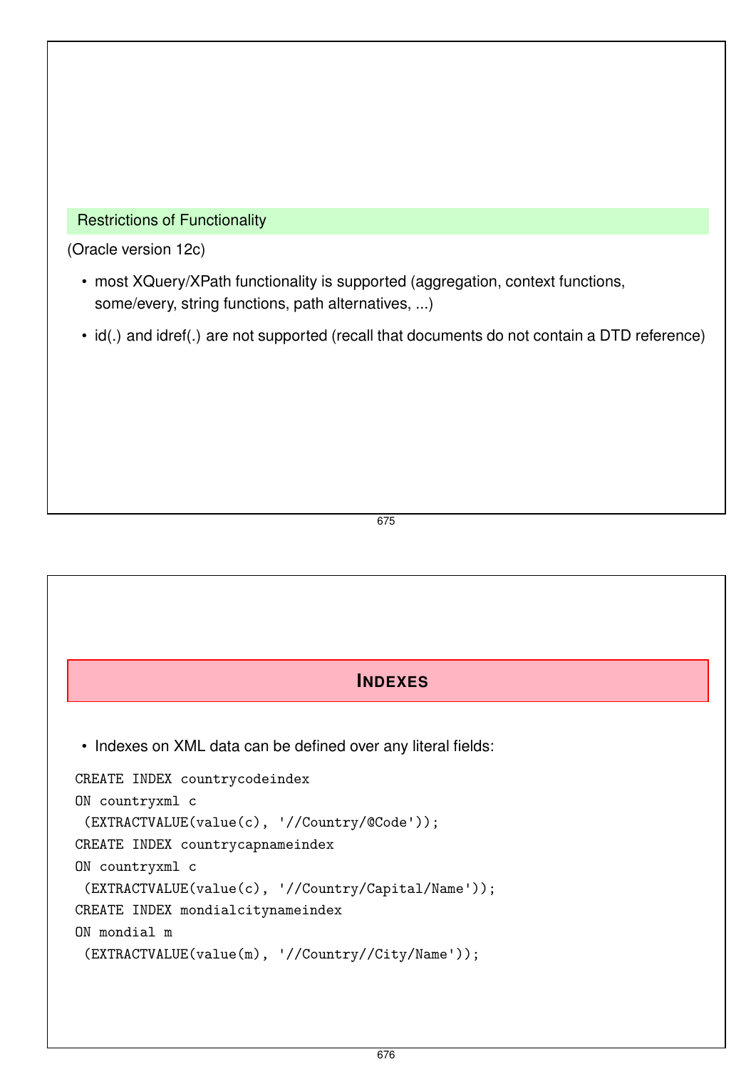### Restrictions of Functionality

(Oracle version 12c)

- most XQuery/XPath functionality is supported (aggregation, context functions, some/every, string functions, path alternatives, ...)
- id(.) and idref(.) are not supported (recall that documents do not contain a DTD reference)

## Indexes

- Indexes on XML data can be defined over any literal fields:

```
CREATE INDEX countrycodeindex
ON countryxml c
 (EXTRACTVALUE(value(c), '//Country/@Code'));
CREATE INDEX countrycapnameindex
ON countryxml c
 (EXTRACTVALUE(value(c), '//Country/Capital/Name'));
CREATE INDEX mondialcitynameindex
ON mondial m
 (EXTRACTVALUE(value(m), '//Country//City/Name'));
```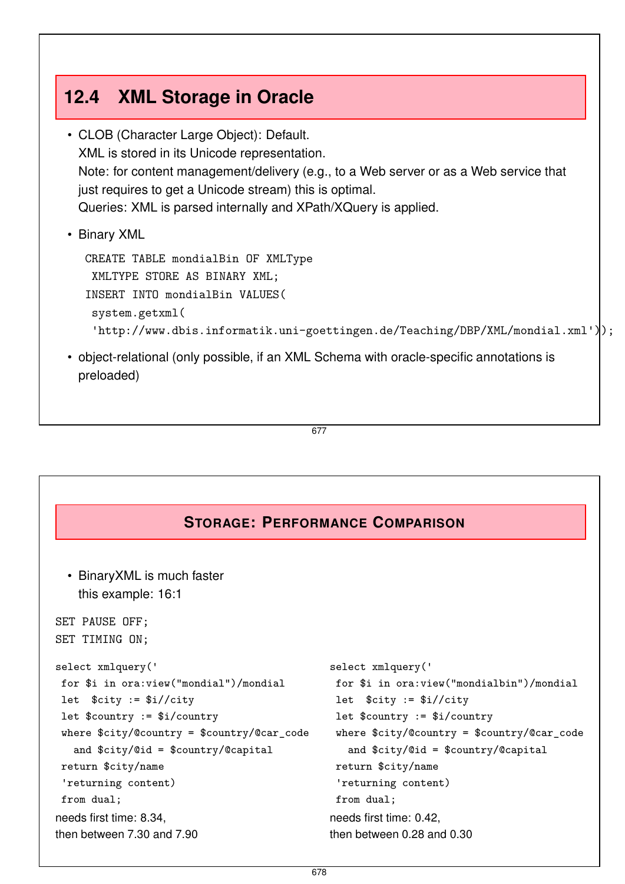## 12.4 XML Storage in Oracle

- CLOB (Character Large Object): Default.
  XML is stored in its Unicode representation.
  Note: for content management/delivery (e.g., to a Web server or as a Web service that just requires to get a Unicode stream) this is optimal.
  Queries: XML is parsed internally and XPath/XQuery is applied.
- Binary XML

```
CREATE TABLE mondialBin OF XMLType
 XMLTYPE STORE AS BINARY XML;
INSERT INTO mondialBin VALUES(
 system.getxml(
 'http://www.dbis.informatik.uni-goettingen.de/Teaching/DBP/XML/mondial.xml'));
```

- object-relational (only possible, if an XML Schema with oracle-specific annotations is preloaded)

## Storage: Performance Comparison

- BinaryXML is much faster
  this example: 16:1

```
SET PAUSE OFF;
SET TIMING ON;
```

```
select xmlquery('
 for $i in ora:view("mondial")/mondial
 let  $city := $i//city
 let $country := $i/country
 where $city/@country = $country/@car_code
   and $city/@id = $country/@capital
 return $city/name
 'returning content)
 from dual;
```

needs first time: 8.34,
then between 7.30 and 7.90

```
select xmlquery('
 for $i in ora:view("mondialbin")/mondial
 let  $city := $i//city
 let $country := $i/country
 where $city/@country = $country/@car_code
   and $city/@id = $country/@capital
 return $city/name
 'returning content)
 from dual;
```

needs first time: 0.42,
then between 0.28 and 0.30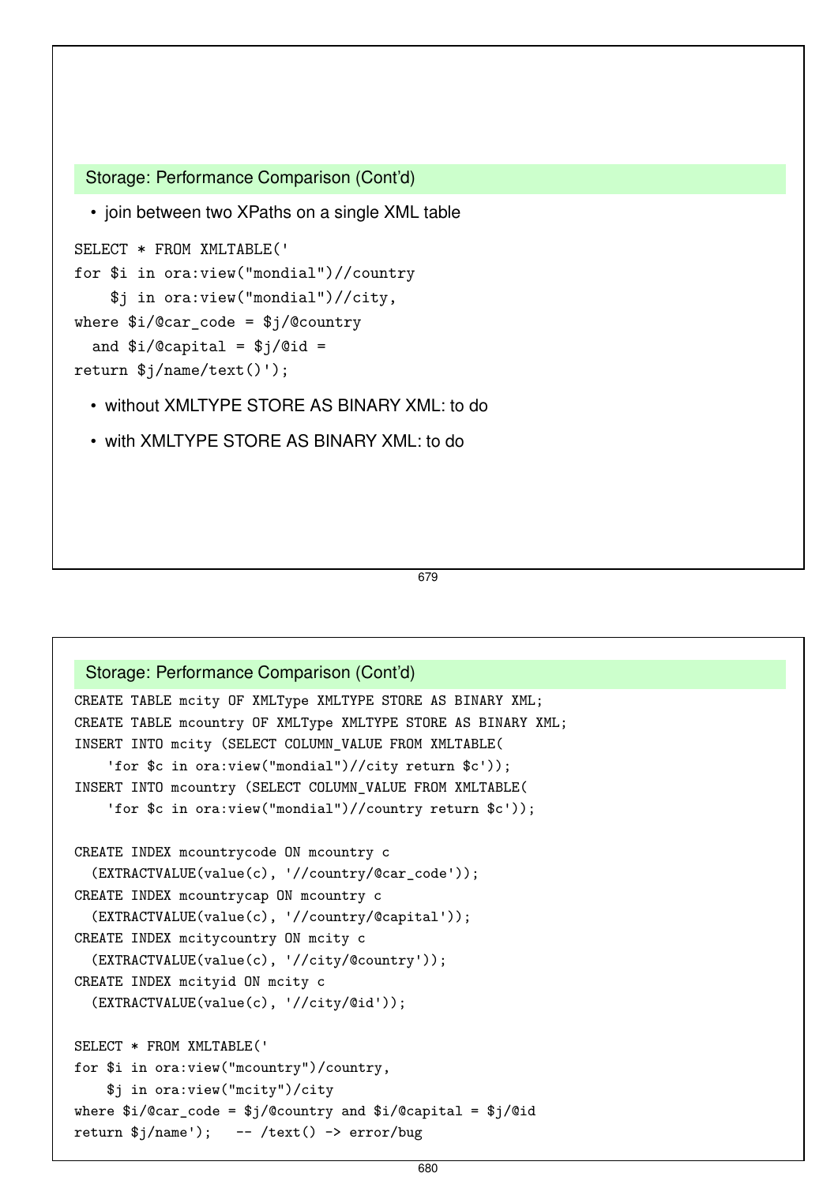## Storage: Performance Comparison (Cont'd)

- join between two XPaths on a single XML table

```
SELECT * FROM XMLTABLE('
for $i in ora:view("mondial")//country
    $j in ora:view("mondial")//city,
where $i/@car_code = $j/@country
  and $i/@capital = $j/@id =
return $j/name/text()');
```

- without XMLTYPE STORE AS BINARY XML: to do
- with XMLTYPE STORE AS BINARY XML: to do

## Storage: Performance Comparison (Cont'd)

```
CREATE TABLE mcity OF XMLType XMLTYPE STORE AS BINARY XML;
CREATE TABLE mcountry OF XMLType XMLTYPE STORE AS BINARY XML;
INSERT INTO mcity (SELECT COLUMN_VALUE FROM XMLTABLE(
    'for $c in ora:view("mondial")//city return $c'));
INSERT INTO mcountry (SELECT COLUMN_VALUE FROM XMLTABLE(
    'for $c in ora:view("mondial")//country return $c'));

CREATE INDEX mcountrycode ON mcountry c
  (EXTRACTVALUE(value(c), '//country/@car_code'));
CREATE INDEX mcountrycap ON mcountry c
  (EXTRACTVALUE(value(c), '//country/@capital'));
CREATE INDEX mcitycountry ON mcity c
  (EXTRACTVALUE(value(c), '//city/@country'));
CREATE INDEX mcityid ON mcity c
  (EXTRACTVALUE(value(c), '//city/@id'));

SELECT * FROM XMLTABLE('
for $i in ora:view("mcountry")/country,
    $j in ora:view("mcity")/city
where $i/@car_code = $j/@country and $i/@capital = $j/@id
return $j/name');   -- /text() -> error/bug
```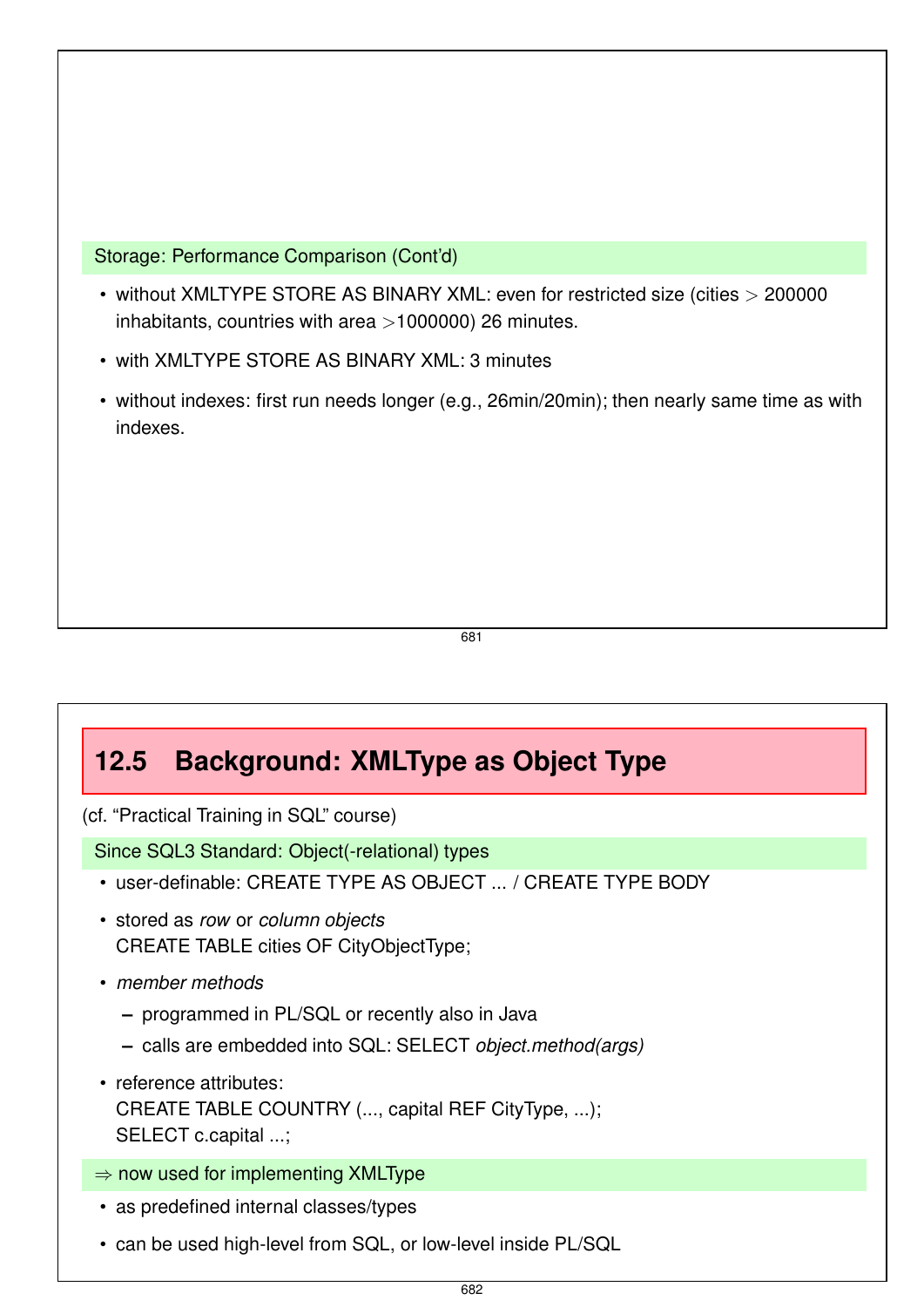**Storage: Performance Comparison (Cont'd)**

- without XMLTYPE STORE AS BINARY XML: even for restricted size (cities $>$ 200000 inhabitants, countries with area $>$1000000) 26 minutes.
- with XMLTYPE STORE AS BINARY XML: 3 minutes
- without indexes: first run needs longer (e.g., 26min/20min); then nearly same time as with indexes.

## 12.5 Background: XMLType as Object Type

(cf. "Practical Training in SQL" course)

**Since SQL3 Standard: Object(-relational) types**

- user-definable: CREATE TYPE AS OBJECT ... / CREATE TYPE BODY
- stored as *row* or *column objects*
  CREATE TABLE cities OF CityObjectType;
- *member methods*
  - programmed in PL/SQL or recently also in Java
  - calls are embedded into SQL: SELECT *object.method(args)*
- reference attributes:
  CREATE TABLE COUNTRY (..., capital REF CityType, ...);
  SELECT c.capital ...;

**⇒ now used for implementing XMLType**

- as predefined internal classes/types
- can be used high-level from SQL, or low-level inside PL/SQL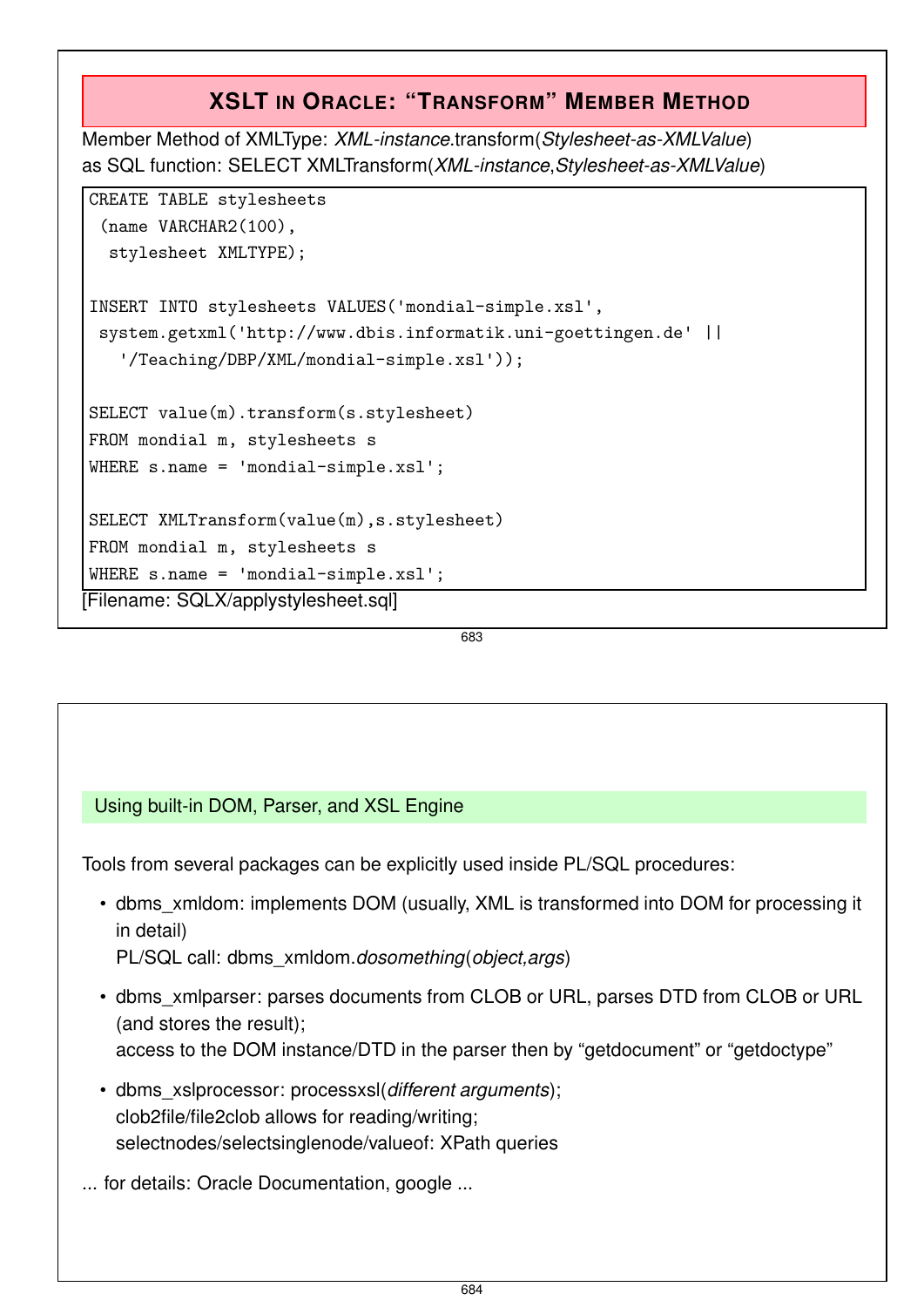## XSLT in Oracle: "Transform" Member Method

Member Method of XMLType: *XML-instance*.transform(*Stylesheet-as-XMLValue*)
as SQL function: SELECT XMLTransform(*XML-instance*,*Stylesheet-as-XMLValue*)

```
CREATE TABLE stylesheets
 (name VARCHAR2(100),
  stylesheet XMLTYPE);

INSERT INTO stylesheets VALUES('mondial-simple.xsl',
 system.getxml('http://www.dbis.informatik.uni-goettingen.de' ||
   '/Teaching/DBP/XML/mondial-simple.xsl'));

SELECT value(m).transform(s.stylesheet)
FROM mondial m, stylesheets s
WHERE s.name = 'mondial-simple.xsl';

SELECT XMLTransform(value(m),s.stylesheet)
FROM mondial m, stylesheets s
WHERE s.name = 'mondial-simple.xsl';
```

[Filename: SQLX/applystylesheet.sql]

### Using built-in DOM, Parser, and XSL Engine

Tools from several packages can be explicitly used inside PL/SQL procedures:

- dbms_xmldom: implements DOM (usually, XML is transformed into DOM for processing it in detail)
  PL/SQL call: dbms_xmldom.*dosomething*(*object,args*)
- dbms_xmlparser: parses documents from CLOB or URL, parses DTD from CLOB or URL (and stores the result);
  access to the DOM instance/DTD in the parser then by "getdocument" or "getdoctype"
- dbms_xslprocessor: processxsl(*different arguments*);
  clob2file/file2clob allows for reading/writing;
  selectnodes/selectsinglenode/valueof: XPath queries

... for details: Oracle Documentation, google ...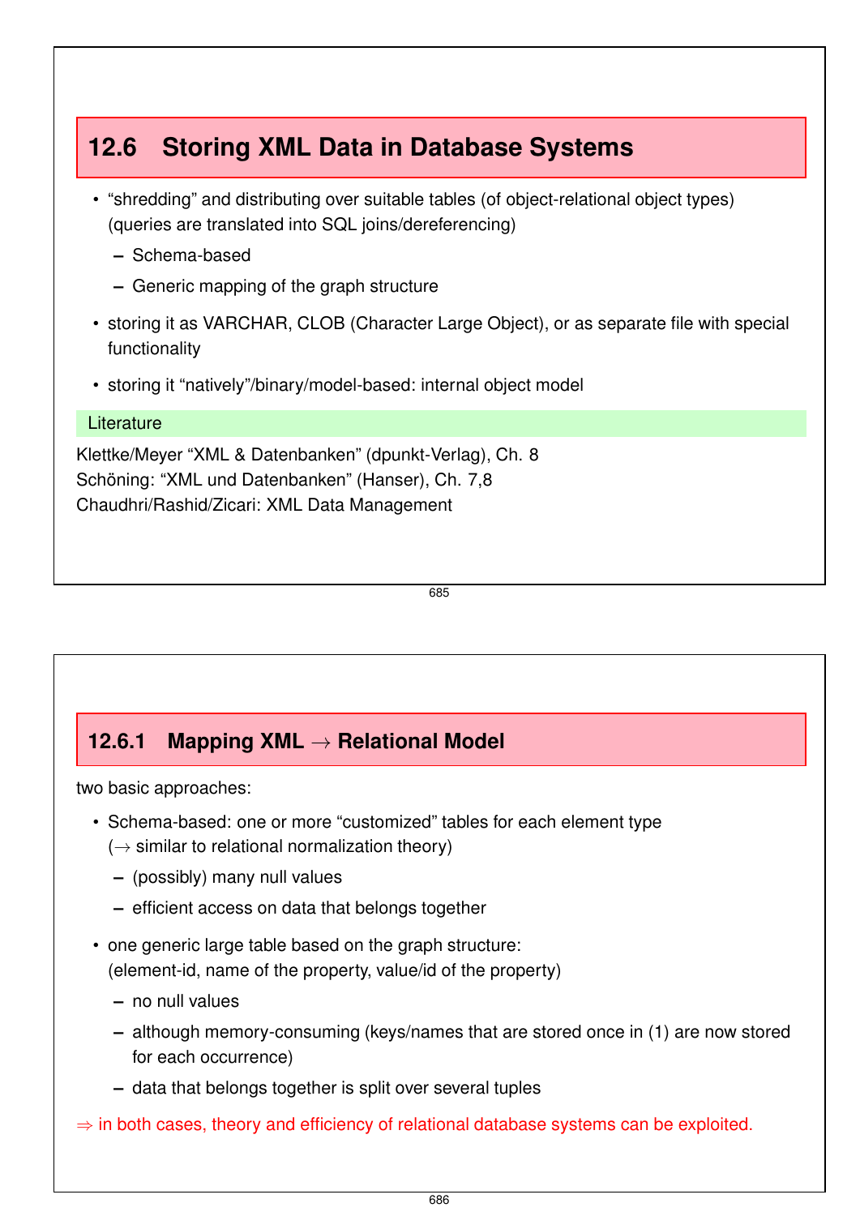## 12.6 Storing XML Data in Database Systems

- "shredding" and distributing over suitable tables (of object-relational object types) (queries are translated into SQL joins/dereferencing)
  - Schema-based
  - Generic mapping of the graph structure
- storing it as VARCHAR, CLOB (Character Large Object), or as separate file with special functionality
- storing it "natively"/binary/model-based: internal object model

**Literature**

Klettke/Meyer "XML & Datenbanken" (dpunkt-Verlag), Ch. 8
Schöning: "XML und Datenbanken" (Hanser), Ch. 7,8
Chaudhri/Rashid/Zicari: XML Data Management

### 12.6.1 Mapping XML → Relational Model

two basic approaches:

- Schema-based: one or more "customized" tables for each element type
  (→ similar to relational normalization theory)
  - (possibly) many null values
  - efficient access on data that belongs together
- one generic large table based on the graph structure:
  (element-id, name of the property, value/id of the property)
  - no null values
  - although memory-consuming (keys/names that are stored once in (1) are now stored for each occurrence)
  - data that belongs together is split over several tuples

⇒ in both cases, theory and efficiency of relational database systems can be exploited.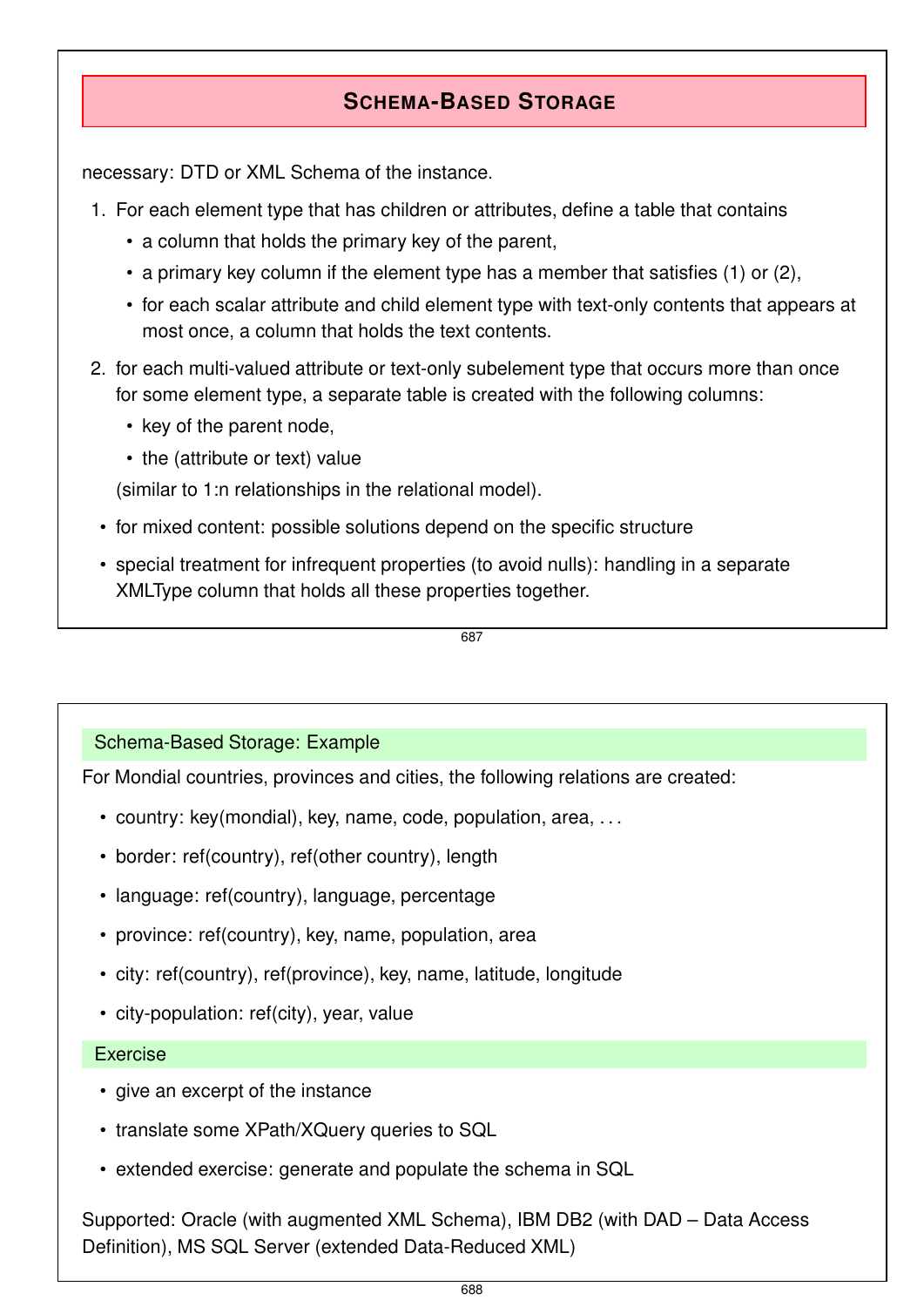## Schema-Based Storage

necessary: DTD or XML Schema of the instance.

1. For each element type that has children or attributes, define a table that contains
   - a column that holds the primary key of the parent,
   - a primary key column if the element type has a member that satisfies (1) or (2),
   - for each scalar attribute and child element type with text-only contents that appears at most once, a column that holds the text contents.
2. for each multi-valued attribute or text-only subelement type that occurs more than once for some element type, a separate table is created with the following columns:
   - key of the parent node,
   - the (attribute or text) value

   (similar to 1:n relationships in the relational model).

- for mixed content: possible solutions depend on the specific structure
- special treatment for infrequent properties (to avoid nulls): handling in a separate XMLType column that holds all these properties together.

### Schema-Based Storage: Example

For Mondial countries, provinces and cities, the following relations are created:

- country: key(mondial), key, name, code, population, area, ...
- border: ref(country), ref(other country), length
- language: ref(country), language, percentage
- province: ref(country), key, name, population, area
- city: ref(country), ref(province), key, name, latitude, longitude
- city-population: ref(city), year, value

### Exercise

- give an excerpt of the instance
- translate some XPath/XQuery queries to SQL
- extended exercise: generate and populate the schema in SQL

Supported: Oracle (with augmented XML Schema), IBM DB2 (with DAD – Data Access Definition), MS SQL Server (extended Data-Reduced XML)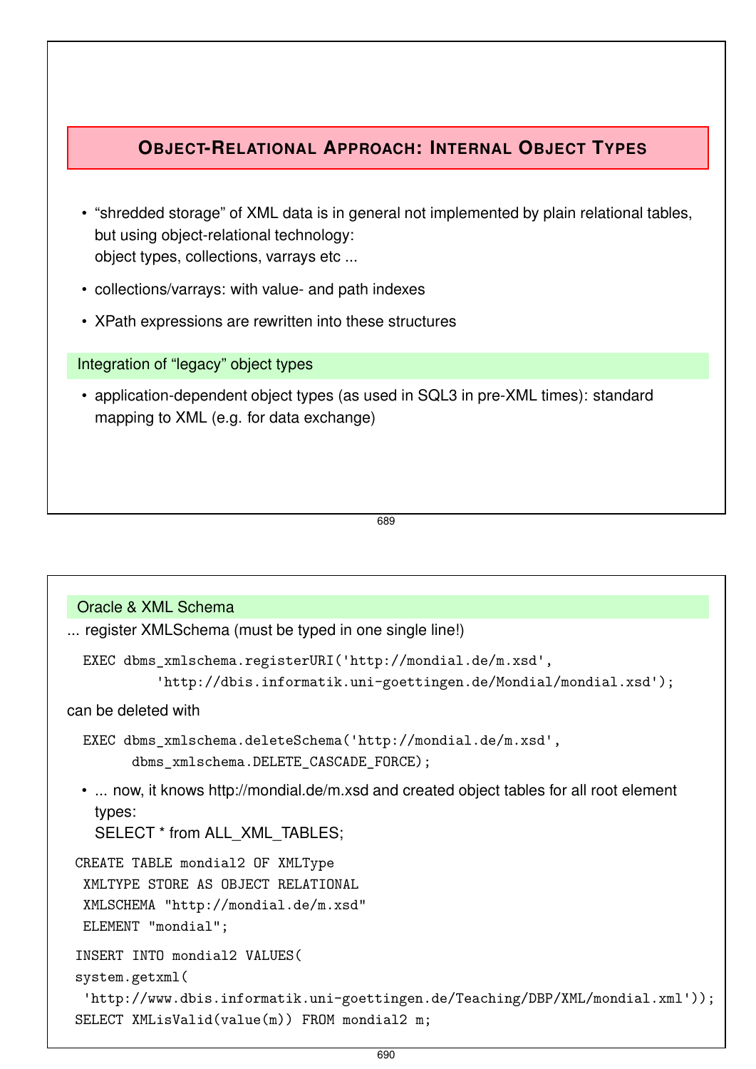## Object-Relational Approach: Internal Object Types

- "shredded storage" of XML data is in general not implemented by plain relational tables, but using object-relational technology:
  object types, collections, varrays etc ...
- collections/varrays: with value- and path indexes
- XPath expressions are rewritten into these structures

### Integration of "legacy" object types

- application-dependent object types (as used in SQL3 in pre-XML times): standard mapping to XML (e.g. for data exchange)

### Oracle & XML Schema

... register XMLSchema (must be typed in one single line!)

```
EXEC dbms_xmlschema.registerURI('http://mondial.de/m.xsd',
        'http://dbis.informatik.uni-goettingen.de/Mondial/mondial.xsd');
```

can be deleted with

```
EXEC dbms_xmlschema.deleteSchema('http://mondial.de/m.xsd',
     dbms_xmlschema.DELETE_CASCADE_FORCE);
```

- ... now, it knows http://mondial.de/m.xsd and created object tables for all root element types:
  SELECT * from ALL_XML_TABLES;

```
CREATE TABLE mondial2 OF XMLType
 XMLTYPE STORE AS OBJECT RELATIONAL
 XMLSCHEMA "http://mondial.de/m.xsd"
 ELEMENT "mondial";
```

```
INSERT INTO mondial2 VALUES(
system.getxml(
 'http://www.dbis.informatik.uni-goettingen.de/Teaching/DBP/XML/mondial.xml'));
SELECT XMLisValid(value(m)) FROM mondial2 m;
```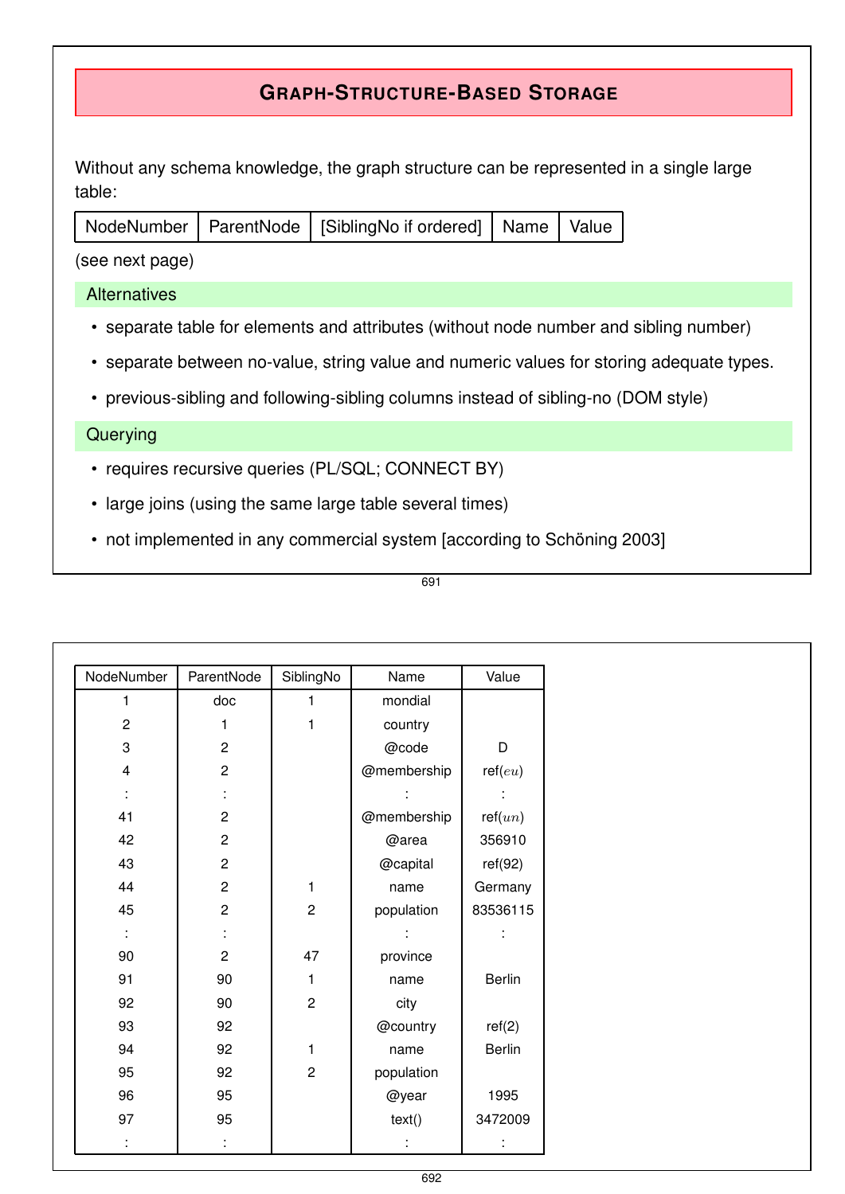## Graph-Structure-Based Storage

Without any schema knowledge, the graph structure can be represented in a single large table:

| NodeNumber | ParentNode | [SiblingNo if ordered] | Name | Value |
|---|---|---|---|---|

(see next page)

### Alternatives

- separate table for elements and attributes (without node number and sibling number)
- separate between no-value, string value and numeric values for storing adequate types.
- previous-sibling and following-sibling columns instead of sibling-no (DOM style)

### Querying

- requires recursive queries (PL/SQL; CONNECT BY)
- large joins (using the same large table several times)
- not implemented in any commercial system [according to Schöning 2003]

| NodeNumber | ParentNode | SiblingNo | Name | Value |
|---|---|---|---|---|
| 1 | doc | 1 | mondial | |
| 2 | 1 | 1 | country | |
| 3 | 2 | | @code | D |
| 4 | 2 | | @membership | ref($eu$) |
| : | : | | : | : |
| 41 | 2 | | @membership | ref($un$) |
| 42 | 2 | | @area | 356910 |
| 43 | 2 | | @capital | ref(92) |
| 44 | 2 | 1 | name | Germany |
| 45 | 2 | 2 | population | 83536115 |
| : | : | | : | : |
| 90 | 2 | 47 | province | |
| 91 | 90 | 1 | name | Berlin |
| 92 | 90 | 2 | city | |
| 93 | 92 | | @country | ref(2) |
| 94 | 92 | 1 | name | Berlin |
| 95 | 92 | 2 | population | |
| 96 | 95 | | @year | 1995 |
| 97 | 95 | | text() | 3472009 |
| : | : | | : | : |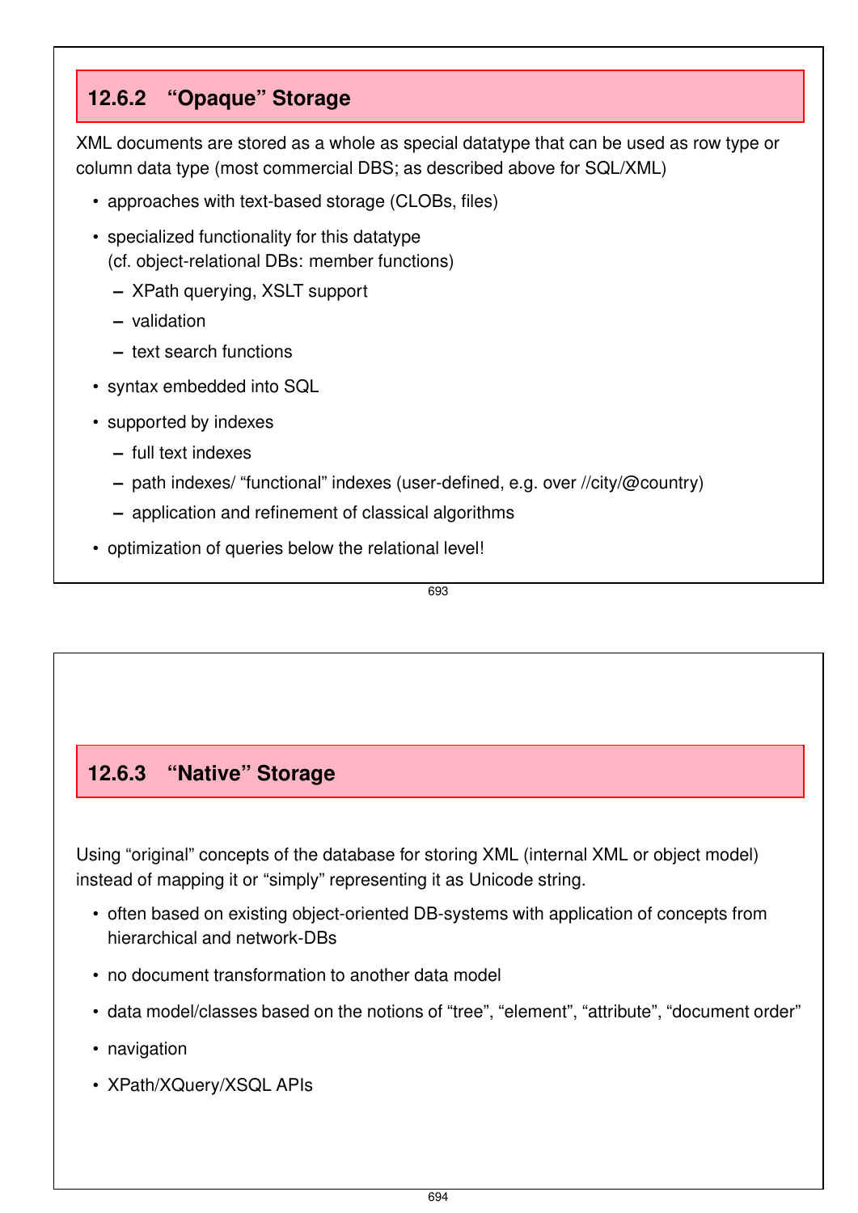### 12.6.2 “Opaque” Storage

XML documents are stored as a whole as special datatype that can be used as row type or column data type (most commercial DBS; as described above for SQL/XML)

- approaches with text-based storage (CLOBs, files)
- specialized functionality for this datatype
  (cf. object-relational DBs: member functions)
  - XPath querying, XSLT support
  - validation
  - text search functions
- syntax embedded into SQL
- supported by indexes
  - full text indexes
  - path indexes/ “functional” indexes (user-defined, e.g. over //city/@country)
  - application and refinement of classical algorithms
- optimization of queries below the relational level!

### 12.6.3 “Native” Storage

Using “original” concepts of the database for storing XML (internal XML or object model) instead of mapping it or “simply” representing it as Unicode string.

- often based on existing object-oriented DB-systems with application of concepts from hierarchical and network-DBs
- no document transformation to another data model
- data model/classes based on the notions of “tree”, “element”, “attribute”, “document order”
- navigation
- XPath/XQuery/XSQL APIs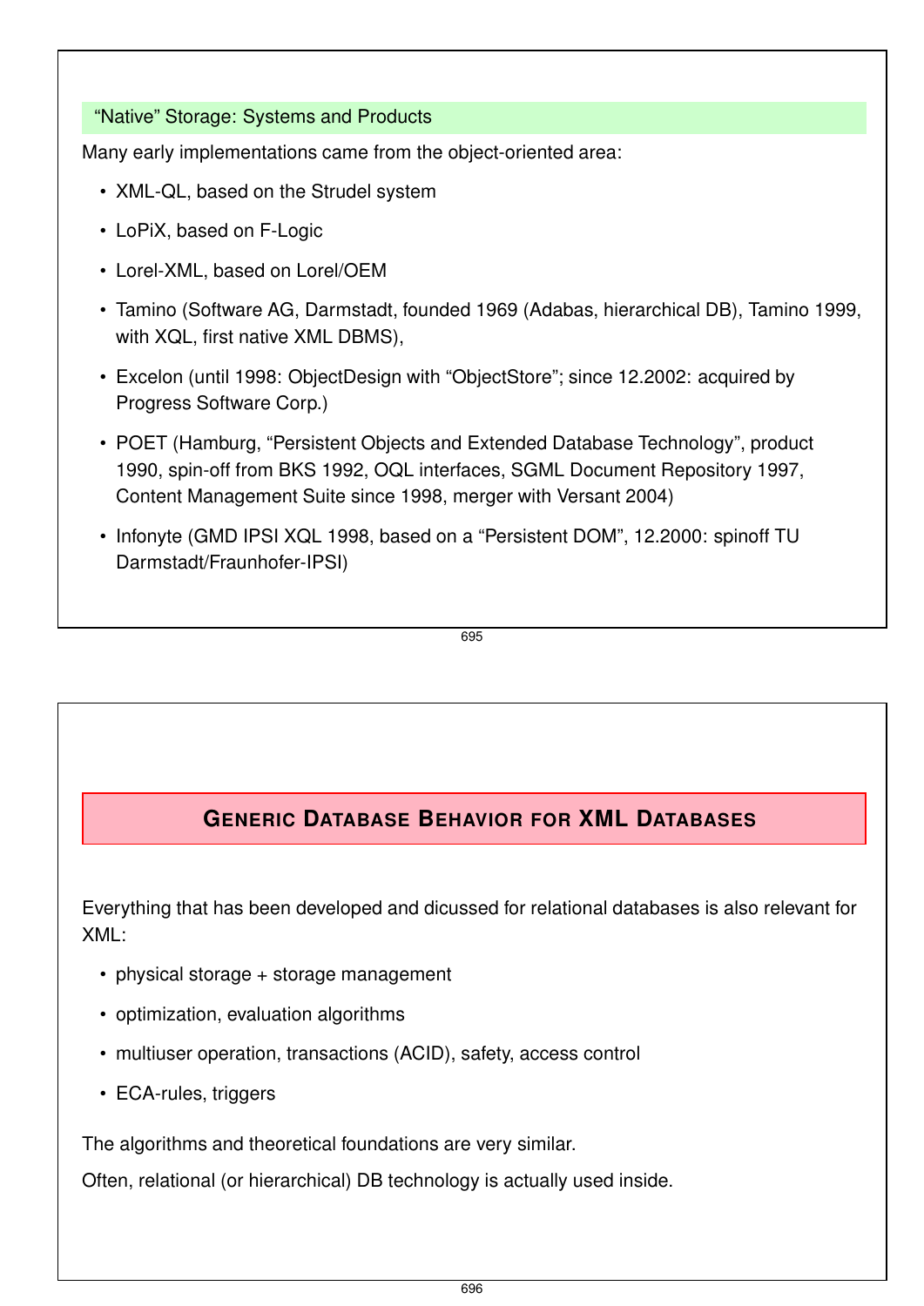## “Native” Storage: Systems and Products

Many early implementations came from the object-oriented area:

- XML-QL, based on the Strudel system
- LoPiX, based on F-Logic
- Lorel-XML, based on Lorel/OEM
- Tamino (Software AG, Darmstadt, founded 1969 (Adabas, hierarchical DB), Tamino 1999, with XQL, first native XML DBMS),
- Excelon (until 1998: ObjectDesign with “ObjectStore”; since 12.2002: acquired by Progress Software Corp.)
- POET (Hamburg, “Persistent Objects and Extended Database Technology”, product 1990, spin-off from BKS 1992, OQL interfaces, SGML Document Repository 1997, Content Management Suite since 1998, merger with Versant 2004)
- Infonyte (GMD IPSI XQL 1998, based on a “Persistent DOM”, 12.2000: spinoff TU Darmstadt/Fraunhofer-IPSI)

# Generic Database Behavior for XML Databases

Everything that has been developed and dicussed for relational databases is also relevant for XML:

- physical storage + storage management
- optimization, evaluation algorithms
- multiuser operation, transactions (ACID), safety, access control
- ECA-rules, triggers

The algorithms and theoretical foundations are very similar.

Often, relational (or hierarchical) DB technology is actually used inside.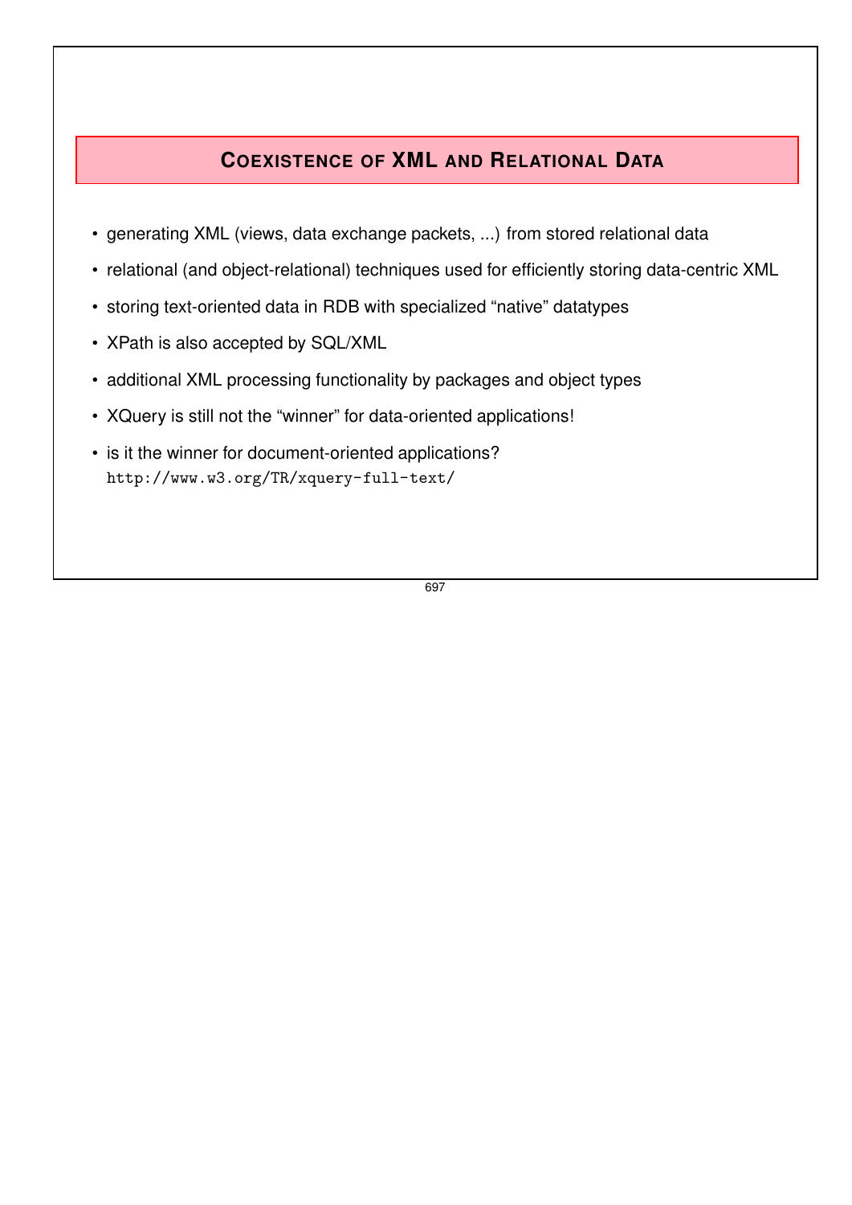## Coexistence of XML and Relational Data

- generating XML (views, data exchange packets, ...) from stored relational data
- relational (and object-relational) techniques used for efficiently storing data-centric XML
- storing text-oriented data in RDB with specialized “native” datatypes
- XPath is also accepted by SQL/XML
- additional XML processing functionality by packages and object types
- XQuery is still not the “winner” for data-oriented applications!
- is it the winner for document-oriented applications?
  `http://www.w3.org/TR/xquery-full-text/`